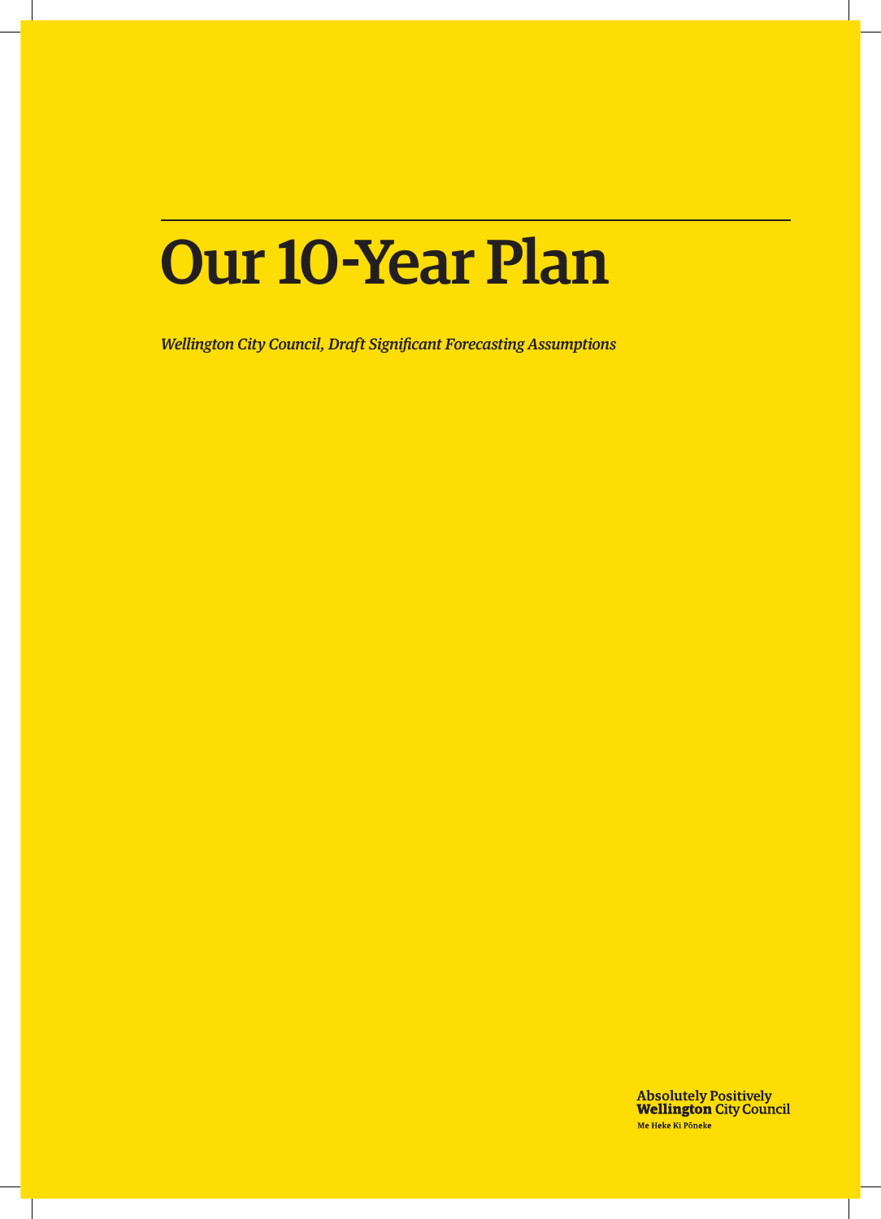# Our 10-Year Plan

*Wellington City Council, Draft Significant Forecasting Assumptions*

**Absolutely Positively**
**Wellington** City Council
Me Heke Ki Pōneke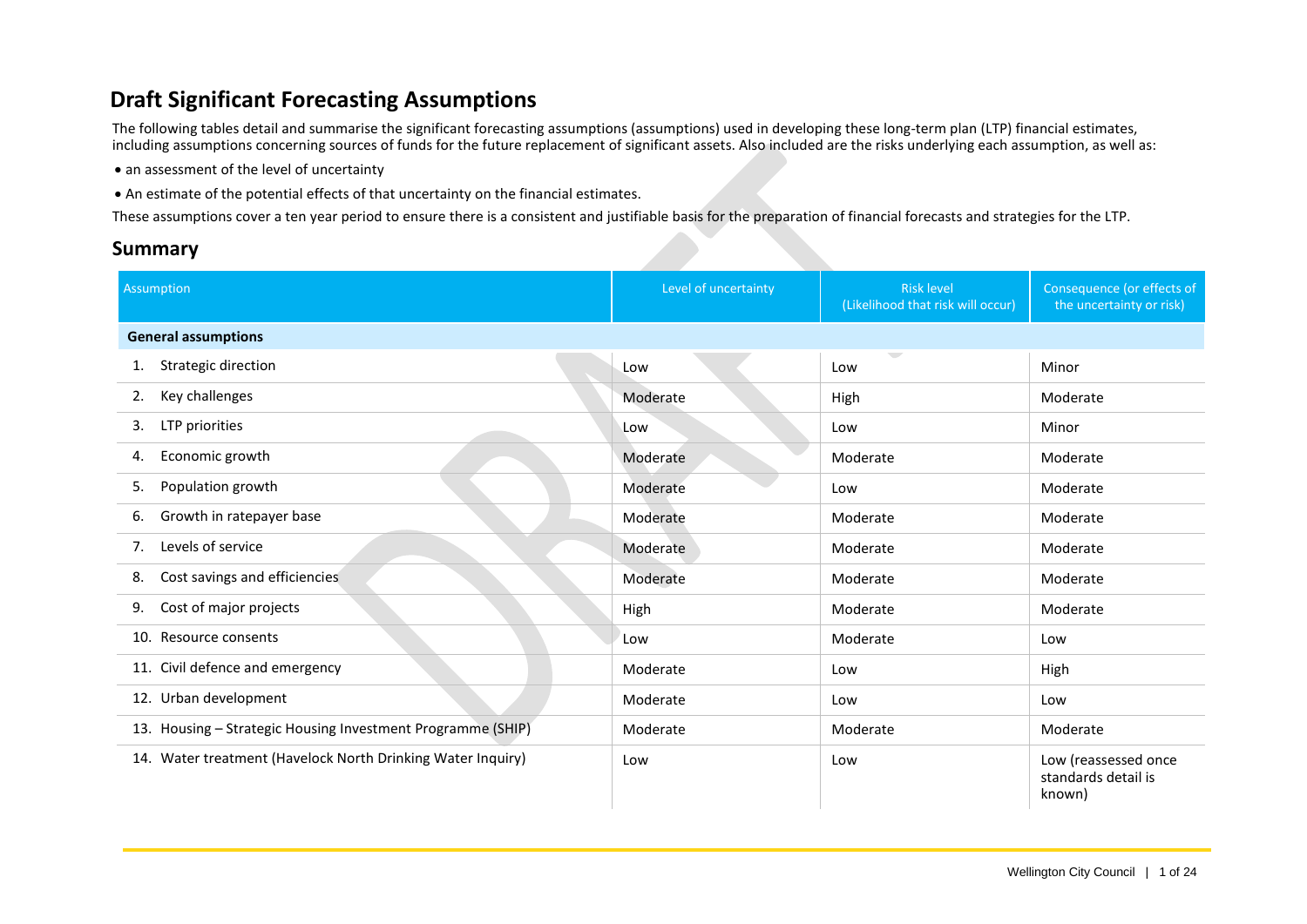# Draft Significant Forecasting Assumptions

The following tables detail and summarise the significant forecasting assumptions (assumptions) used in developing these long-term plan (LTP) financial estimates, including assumptions concerning sources of funds for the future replacement of significant assets. Also included are the risks underlying each assumption, as well as:

- an assessment of the level of uncertainty
- An estimate of the potential effects of that uncertainty on the financial estimates.

These assumptions cover a ten year period to ensure there is a consistent and justifiable basis for the preparation of financial forecasts and strategies for the LTP.

## Summary

| Assumption | Level of uncertainty | Risk level (Likelihood that risk will occur) | Consequence (or effects of the uncertainty or risk) |
|---|---|---|---|
| **General assumptions** | | | |
| 1. Strategic direction | Low | Low | Minor |
| 2. Key challenges | Moderate | High | Moderate |
| 3. LTP priorities | Low | Low | Minor |
| 4. Economic growth | Moderate | Moderate | Moderate |
| 5. Population growth | Moderate | Low | Moderate |
| 6. Growth in ratepayer base | Moderate | Moderate | Moderate |
| 7. Levels of service | Moderate | Moderate | Moderate |
| 8. Cost savings and efficiencies | Moderate | Moderate | Moderate |
| 9. Cost of major projects | High | Moderate | Moderate |
| 10. Resource consents | Low | Moderate | Low |
| 11. Civil defence and emergency | Moderate | Low | High |
| 12. Urban development | Moderate | Low | Low |
| 13. Housing – Strategic Housing Investment Programme (SHIP) | Moderate | Moderate | Moderate |
| 14. Water treatment (Havelock North Drinking Water Inquiry) | Low | Low | Low (reassessed once standards detail is known) |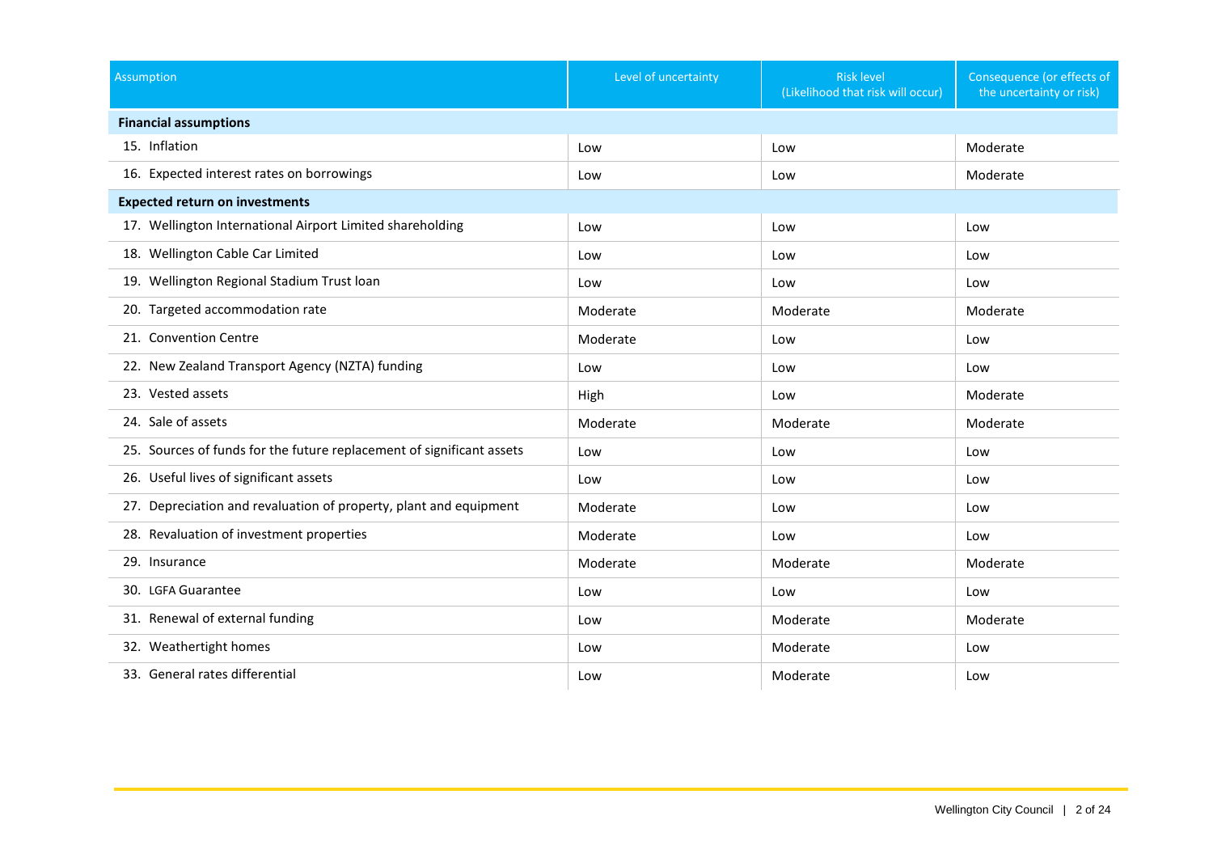| Assumption | Level of uncertainty | Risk level (Likelihood that risk will occur) | Consequence (or effects of the uncertainty or risk) |
|---|---|---|---|
| **Financial assumptions** | | | |
| 15. Inflation | Low | Low | Moderate |
| 16. Expected interest rates on borrowings | Low | Low | Moderate |
| **Expected return on investments** | | | |
| 17. Wellington International Airport Limited shareholding | Low | Low | Low |
| 18. Wellington Cable Car Limited | Low | Low | Low |
| 19. Wellington Regional Stadium Trust loan | Low | Low | Low |
| 20. Targeted accommodation rate | Moderate | Moderate | Moderate |
| 21. Convention Centre | Moderate | Low | Low |
| 22. New Zealand Transport Agency (NZTA) funding | Low | Low | Low |
| 23. Vested assets | High | Low | Moderate |
| 24. Sale of assets | Moderate | Moderate | Moderate |
| 25. Sources of funds for the future replacement of significant assets | Low | Low | Low |
| 26. Useful lives of significant assets | Low | Low | Low |
| 27. Depreciation and revaluation of property, plant and equipment | Moderate | Low | Low |
| 28. Revaluation of investment properties | Moderate | Low | Low |
| 29. Insurance | Moderate | Moderate | Moderate |
| 30. LGFA Guarantee | Low | Low | Low |
| 31. Renewal of external funding | Low | Moderate | Moderate |
| 32. Weathertight homes | Low | Moderate | Low |
| 33. General rates differential | Low | Moderate | Low |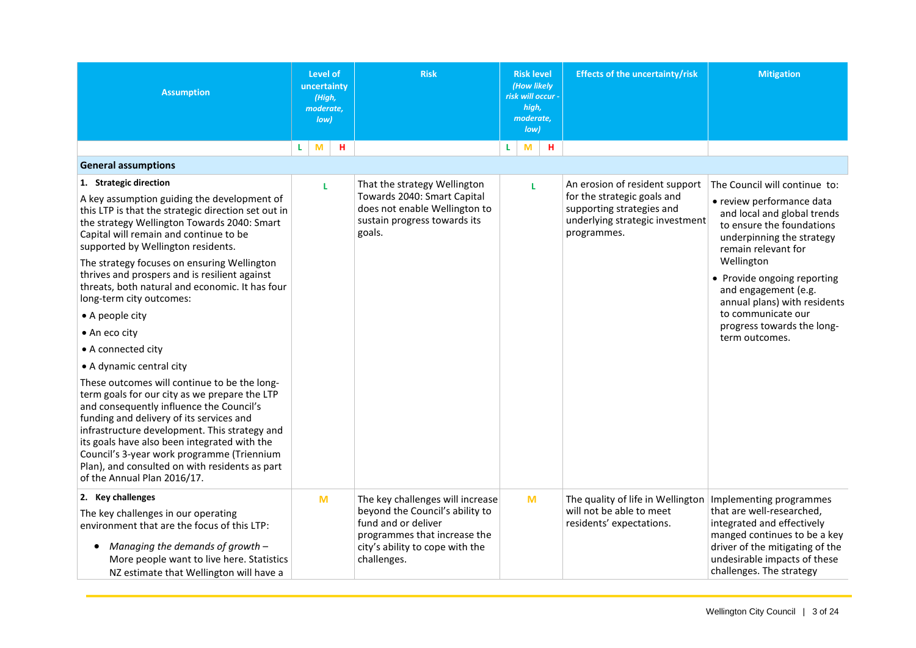| Assumption | Level of uncertainty *(High, moderate, low)* | | | Risk | Risk level *(How likely risk will occur - high, moderate, low)* | | | Effects of the uncertainty/risk | Mitigation |
|---|---|---|---|---|---|---|---|---|---|
| | L | M | H | | L | M | H | | |
| **General assumptions** | | | | | | | | | |
| **1. Strategic direction**<br><br>A key assumption guiding the development of this LTP is that the strategic direction set out in the strategy Wellington Towards 2040: Smart Capital will remain and continue to be supported by Wellington residents.<br><br>The strategy focuses on ensuring Wellington thrives and prospers and is resilient against threats, both natural and economic. It has four long-term city outcomes:<br><br>• A people city<br>• An eco city<br>• A connected city<br>• A dynamic central city<br><br>These outcomes will continue to be the long-term goals for our city as we prepare the LTP and consequently influence the Council's funding and delivery of its services and infrastructure development. This strategy and its goals have also been integrated with the Council's 3-year work programme (Triennium Plan), and consulted on with residents as part of the Annual Plan 2016/17. | L | | | That the strategy Wellington Towards 2040: Smart Capital does not enable Wellington to sustain progress towards its goals. | L | | | An erosion of resident support for the strategic goals and supporting strategies and underlying strategic investment programmes. | The Council will continue to:<br><br>• review performance data and local and global trends to ensure the foundations underpinning the strategy remain relevant for Wellington<br><br>• Provide ongoing reporting and engagement (e.g. annual plans) with residents to communicate our progress towards the long-term outcomes. |
| **2. Key challenges**<br><br>The key challenges in our operating environment that are the focus of this LTP:<br><br>• *Managing the demands of growth* – More people want to live here. Statistics NZ estimate that Wellington will have a | | M | | The key challenges will increase beyond the Council's ability to fund and or deliver programmes that increase the city's ability to cope with the challenges. | | M | | The quality of life in Wellington will not be able to meet residents' expectations. | Implementing programmes that are well-researched, integrated and effectively manged continues to be a key driver of the mitigating of the undesirable impacts of these challenges. The strategy |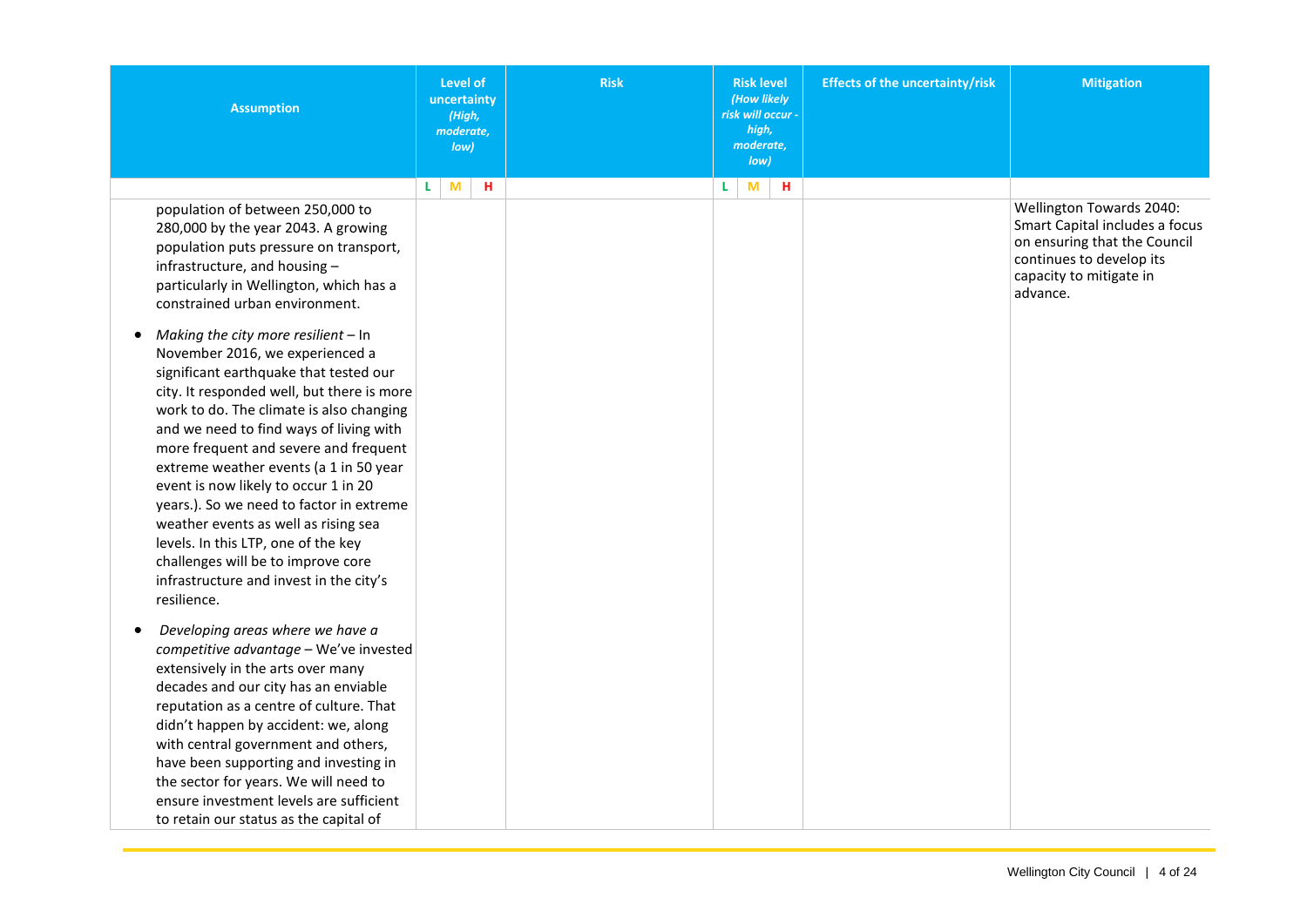| Assumption | Level of uncertainty *(High, moderate, low)* | | | Risk | Risk level *(How likely risk will occur - high, moderate, low)* | | | Effects of the uncertainty/risk | Mitigation |
|---|---|---|---|---|---|---|---|---|---|
| | L | M | H | | L | M | H | | |
| population of between 250,000 to 280,000 by the year 2043. A growing population puts pressure on transport, infrastructure, and housing – particularly in Wellington, which has a constrained urban environment.<br><br>• *Making the city more resilient* – In November 2016, we experienced a significant earthquake that tested our city. It responded well, but there is more work to do. The climate is also changing and we need to find ways of living with more frequent and severe and frequent extreme weather events (a 1 in 50 year event is now likely to occur 1 in 20 years.). So we need to factor in extreme weather events as well as rising sea levels. In this LTP, one of the key challenges will be to improve core infrastructure and invest in the city's resilience.<br><br>• *Developing areas where we have a competitive advantage* – We've invested extensively in the arts over many decades and our city has an enviable reputation as a centre of culture. That didn't happen by accident: we, along with central government and others, have been supporting and investing in the sector for years. We will need to ensure investment levels are sufficient to retain our status as the capital of | | | | | | | | | Wellington Towards 2040: Smart Capital includes a focus on ensuring that the Council continues to develop its capacity to mitigate in advance. |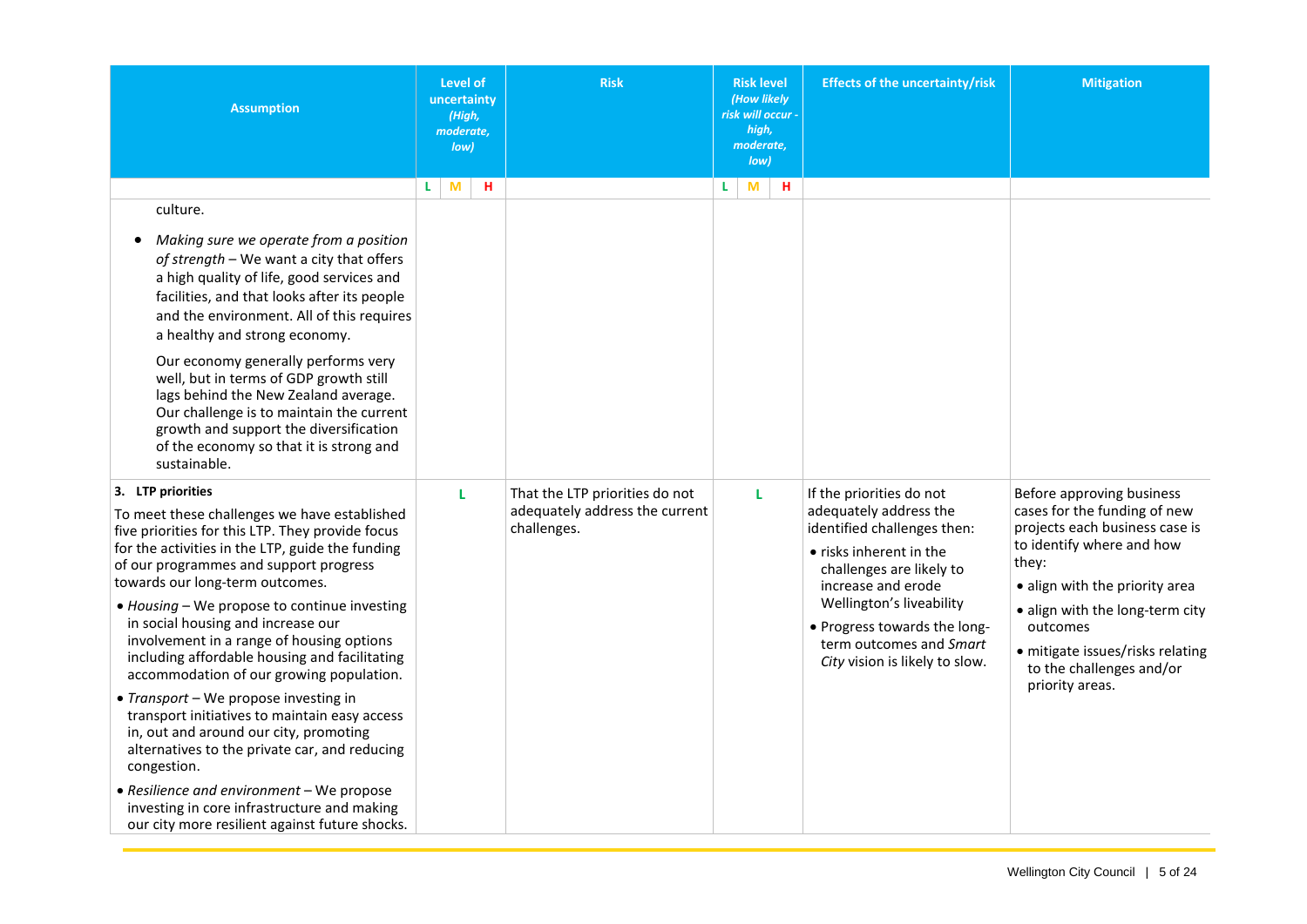| Assumption | Level of uncertainty *(High, moderate, low)* | Risk | Risk level *(How likely risk will occur - high, moderate, low)* | Effects of the uncertainty/risk | Mitigation |
|---|---|---|---|---|---|
| | L M H | | L M H | | |
| culture.<br>• *Making sure we operate from a position of strength* – We want a city that offers a high quality of life, good services and facilities, and that looks after its people and the environment. All of this requires a healthy and strong economy.<br>Our economy generally performs very well, but in terms of GDP growth still lags behind the New Zealand average. Our challenge is to maintain the current growth and support the diversification of the economy so that it is strong and sustainable. | | | | | |
| **3. LTP priorities**<br>To meet these challenges we have established five priorities for this LTP. They provide focus for the activities in the LTP, guide the funding of our programmes and support progress towards our long-term outcomes.<br>• *Housing* – We propose to continue investing in social housing and increase our involvement in a range of housing options including affordable housing and facilitating accommodation of our growing population.<br>• *Transport* – We propose investing in transport initiatives to maintain easy access in, out and around our city, promoting alternatives to the private car, and reducing congestion.<br>• *Resilience and environment* – We propose investing in core infrastructure and making our city more resilient against future shocks. | L | That the LTP priorities do not adequately address the current challenges. | L | If the priorities do not adequately address the identified challenges then:<br>• risks inherent in the challenges are likely to increase and erode Wellington's liveability<br>• Progress towards the long-term outcomes and *Smart City* vision is likely to slow. | Before approving business cases for the funding of new projects each business case is to identify where and how they:<br>• align with the priority area<br>• align with the long-term city outcomes<br>• mitigate issues/risks relating to the challenges and/or priority areas. |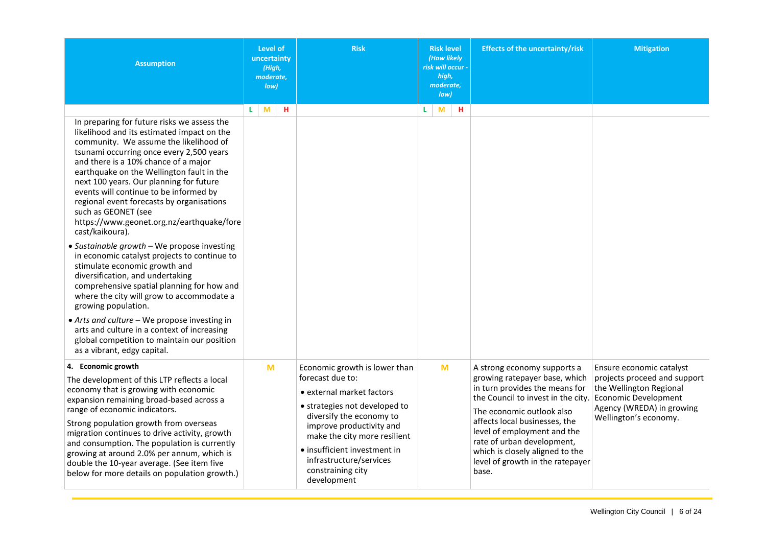| Assumption | Level of uncertainty *(High, moderate, low)* | | | Risk | Risk level *(How likely risk will occur - high, moderate, low)* | | | Effects of the uncertainty/risk | Mitigation |
|---|---|---|---|---|---|---|---|---|---|
| | L | M | H | | L | M | H | | |
| In preparing for future risks we assess the likelihood and its estimated impact on the community. We assume the likelihood of tsunami occurring once every 2,500 years and there is a 10% chance of a major earthquake on the Wellington fault in the next 100 years. Our planning for future events will continue to be informed by regional event forecasts by organisations such as GEONET (see https://www.geonet.org.nz/earthquake/forecast/kaikoura).<br>• *Sustainable growth* – We propose investing in economic catalyst projects to continue to stimulate economic growth and diversification, and undertaking comprehensive spatial planning for how and where the city will grow to accommodate a growing population.<br>• *Arts and culture* – We propose investing in arts and culture in a context of increasing global competition to maintain our position as a vibrant, edgy capital. | | | | | | | | | |
| **4. Economic growth**<br>The development of this LTP reflects a local economy that is growing with economic expansion remaining broad-based across a range of economic indicators.<br>Strong population growth from overseas migration continues to drive activity, growth and consumption. The population is currently growing at around 2.0% per annum, which is double the 10-year average. (See item five below for more details on population growth.) | | M | | Economic growth is lower than forecast due to:<br>• external market factors<br>• strategies not developed to diversify the economy to improve productivity and make the city more resilient<br>• insufficient investment in infrastructure/services constraining city development | | M | | A strong economy supports a growing ratepayer base, which in turn provides the means for the Council to invest in the city.<br>The economic outlook also affects local businesses, the level of employment and the rate of urban development, which is closely aligned to the level of growth in the ratepayer base. | Ensure economic catalyst projects proceed and support the Wellington Regional Economic Development Agency (WREDA) in growing Wellington's economy. |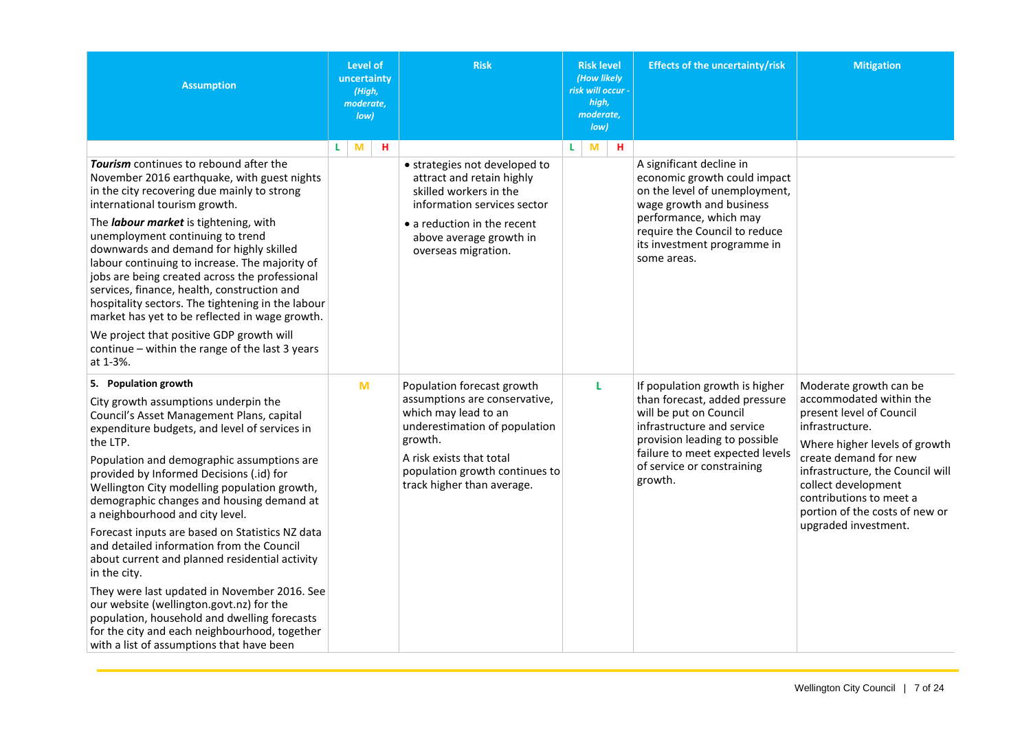| Assumption | Level of uncertainty *(High, moderate, low)* | | | Risk | Risk level *(How likely risk will occur - high, moderate, low)* | | | Effects of the uncertainty/risk | Mitigation |
|---|---|---|---|---|---|---|---|---|---|
| | L | M | H | | L | M | H | | |
| ***Tourism*** continues to rebound after the November 2016 earthquake, with guest nights in the city recovering due mainly to strong international tourism growth.<br><br>The ***labour market*** is tightening, with unemployment continuing to trend downwards and demand for highly skilled labour continuing to increase. The majority of jobs are being created across the professional services, finance, health, construction and hospitality sectors. The tightening in the labour market has yet to be reflected in wage growth.<br><br>We project that positive GDP growth will continue – within the range of the last 3 years at 1-3%. | | | | • strategies not developed to attract and retain highly skilled workers in the information services sector<br>• a reduction in the recent above average growth in overseas migration. | | | | A significant decline in economic growth could impact on the level of unemployment, wage growth and business performance, which may require the Council to reduce its investment programme in some areas. | |
| **5. Population growth**<br><br>City growth assumptions underpin the Council's Asset Management Plans, capital expenditure budgets, and level of services in the LTP.<br><br>Population and demographic assumptions are provided by Informed Decisions (.id) for Wellington City modelling population growth, demographic changes and housing demand at a neighbourhood and city level.<br><br>Forecast inputs are based on Statistics NZ data and detailed information from the Council about current and planned residential activity in the city.<br><br>They were last updated in November 2016. See our website (wellington.govt.nz) for the population, household and dwelling forecasts for the city and each neighbourhood, together with a list of assumptions that have been | | M | | Population forecast growth assumptions are conservative, which may lead to an underestimation of population growth.<br><br>A risk exists that total population growth continues to track higher than average. | L | | | If population growth is higher than forecast, added pressure will be put on Council infrastructure and service provision leading to possible failure to meet expected levels of service or constraining growth. | Moderate growth can be accommodated within the present level of Council infrastructure.<br><br>Where higher levels of growth create demand for new infrastructure, the Council will collect development contributions to meet a portion of the costs of new or upgraded investment. |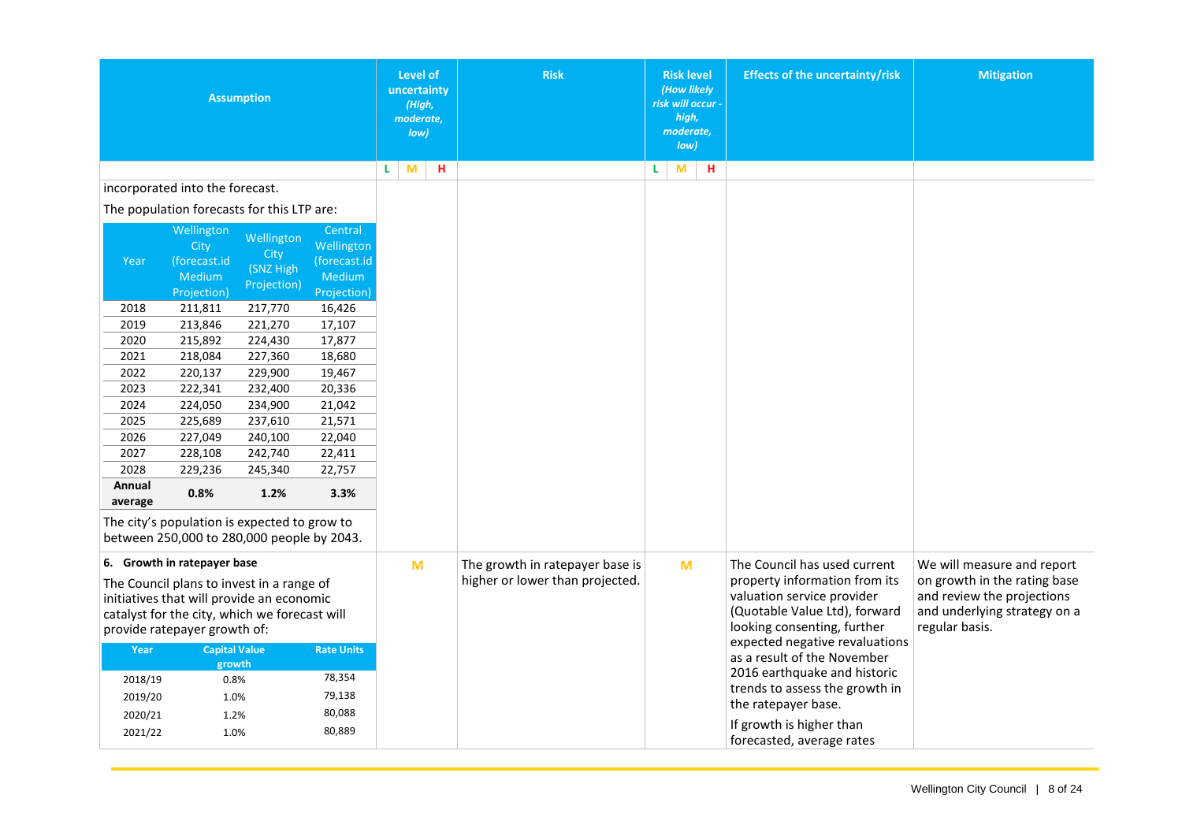| Assumption | Level of uncertainty *(High, moderate, low)* | Risk | Risk level *(How likely risk will occur - high, moderate, low)* | Effects of the uncertainty/risk | Mitigation |
|---|---|---|---|---|---|
| | L M H | | L M H | | |
| incorporated into the forecast. The population forecasts for this LTP are: (see population forecast table below) The city's population is expected to grow to between 250,000 to 280,000 people by 2043. | | | | | |
| **6. Growth in ratepayer base** The Council plans to invest in a range of initiatives that will provide an economic catalyst for the city, which we forecast will provide ratepayer growth of: (see ratepayer growth table below) | M | The growth in ratepayer base is higher or lower than projected. | M | The Council has used current property information from its valuation service provider (Quotable Value Ltd), forward looking consenting, further expected negative revaluations as a result of the November 2016 earthquake and historic trends to assess the growth in the ratepayer base. If growth is higher than forecasted, average rates | We will measure and report on growth in the rating base and review the projections and underlying strategy on a regular basis. |

| Year | Wellington City (forecast.id Medium Projection) | Wellington City (SNZ High Projection) | Central Wellington (forecast.id Medium Projection) |
|---|---|---|---|
| 2018 | 211,811 | 217,770 | 16,426 |
| 2019 | 213,846 | 221,270 | 17,107 |
| 2020 | 215,892 | 224,430 | 17,877 |
| 2021 | 218,084 | 227,360 | 18,680 |
| 2022 | 220,137 | 229,900 | 19,467 |
| 2023 | 222,341 | 232,400 | 20,336 |
| 2024 | 224,050 | 234,900 | 21,042 |
| 2025 | 225,689 | 237,610 | 21,571 |
| 2026 | 227,049 | 240,100 | 22,040 |
| 2027 | 228,108 | 242,740 | 22,411 |
| 2028 | 229,236 | 245,340 | 22,757 |
| **Annual average** | **0.8%** | **1.2%** | **3.3%** |

| Year | Capital Value growth | Rate Units |
|---|---|---|
| 2018/19 | 0.8% | 78,354 |
| 2019/20 | 1.0% | 79,138 |
| 2020/21 | 1.2% | 80,088 |
| 2021/22 | 1.0% | 80,889 |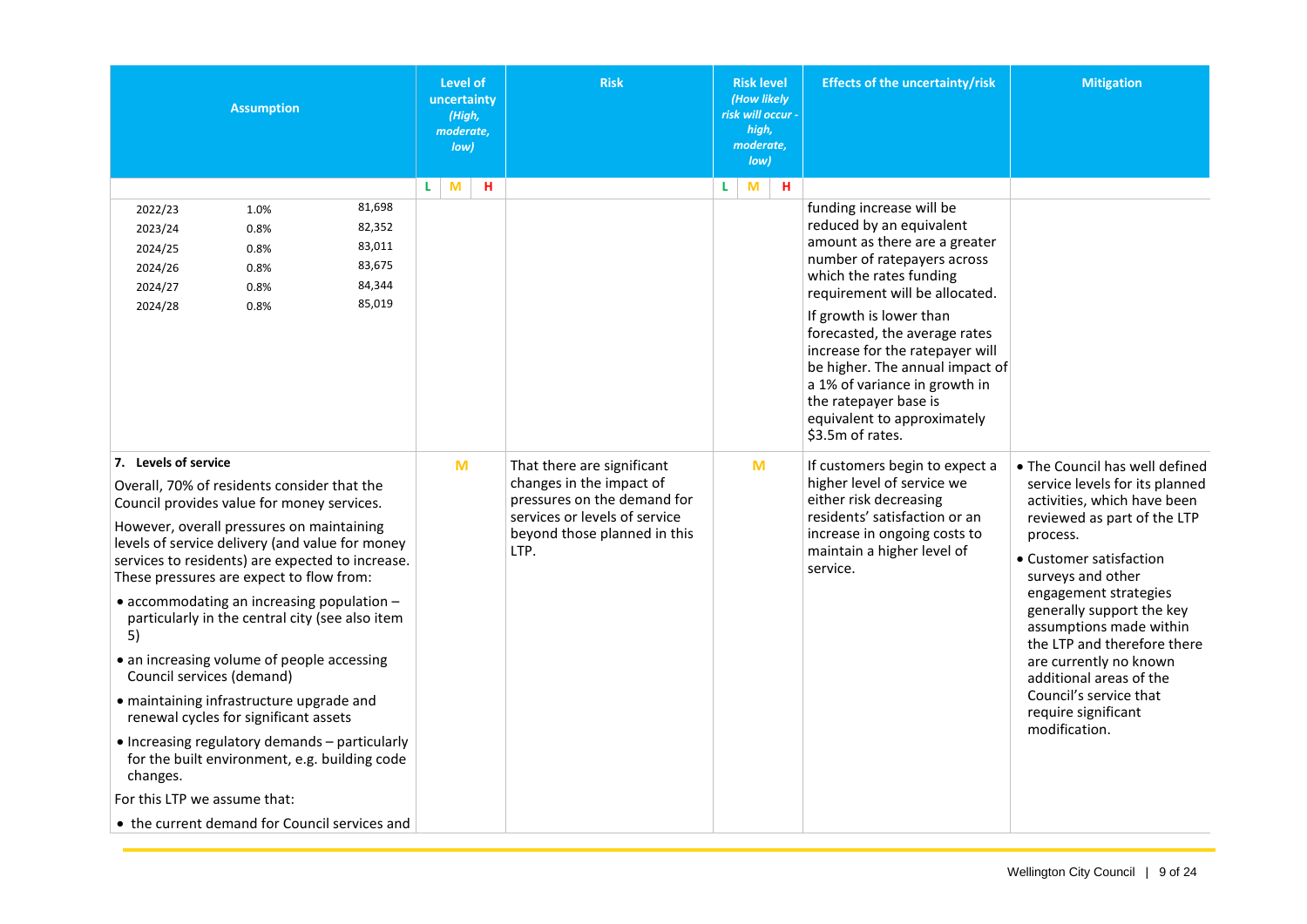| Assumption | Level of uncertainty *(High, moderate, low)* | | | Risk | Risk level *(How likely risk will occur - high, moderate, low)* | | | Effects of the uncertainty/risk | Mitigation |
|---|---|---|---|---|---|---|---|---|---|
| | L | M | H | | L | M | H | | |
| 2022/23 1.0% 81,698<br>2023/24 0.8% 82,352<br>2024/25 0.8% 83,011<br>2024/26 0.8% 83,675<br>2024/27 0.8% 84,344<br>2024/28 0.8% 85,019 | | | | | | | | funding increase will be reduced by an equivalent amount as there are a greater number of ratepayers across which the rates funding requirement will be allocated.<br>If growth is lower than forecasted, the average rates increase for the ratepayer will be higher. The annual impact of a 1% of variance in growth in the ratepayer base is equivalent to approximately $3.5m of rates. | |
| **7. Levels of service**<br>Overall, 70% of residents consider that the Council provides value for money services.<br>However, overall pressures on maintaining levels of service delivery (and value for money services to residents) are expected to increase. These pressures are expect to flow from:<br>• accommodating an increasing population – particularly in the central city (see also item 5)<br>• an increasing volume of people accessing Council services (demand)<br>• maintaining infrastructure upgrade and renewal cycles for significant assets<br>• Increasing regulatory demands – particularly for the built environment, e.g. building code changes.<br>For this LTP we assume that:<br>• the current demand for Council services and | | M | | That there are significant changes in the impact of pressures on the demand for services or levels of service beyond those planned in this LTP. | | M | | If customers begin to expect a higher level of service we either risk decreasing residents' satisfaction or an increase in ongoing costs to maintain a higher level of service. | • The Council has well defined service levels for its planned activities, which have been reviewed as part of the LTP process.<br>• Customer satisfaction surveys and other engagement strategies generally support the key assumptions made within the LTP and therefore there are currently no known additional areas of the Council's service that require significant modification. |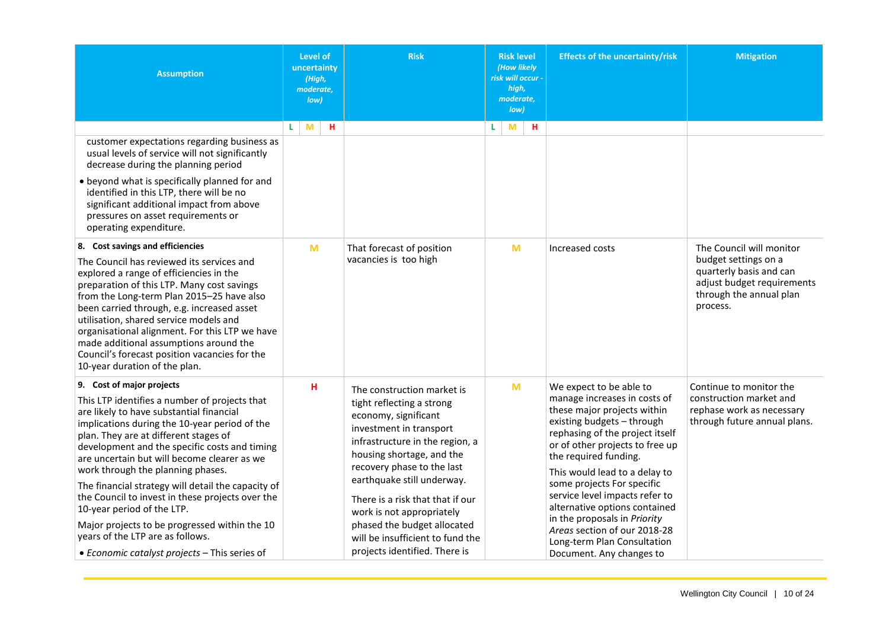| Assumption | Level of uncertainty (High, moderate, low) | | | Risk | Risk level (How likely risk will occur - high, moderate, low) | | | Effects of the uncertainty/risk | Mitigation |
|---|---|---|---|---|---|---|---|---|---|
| | L | M | H | | L | M | H | | |
| customer expectations regarding business as usual levels of service will not significantly decrease during the planning period<br>• beyond what is specifically planned for and identified in this LTP, there will be no significant additional impact from above pressures on asset requirements or operating expenditure. | | | | | | | | | |
| **8. Cost savings and efficiencies**<br>The Council has reviewed its services and explored a range of efficiencies in the preparation of this LTP. Many cost savings from the Long-term Plan 2015–25 have also been carried through, e.g. increased asset utilisation, shared service models and organisational alignment. For this LTP we have made additional assumptions around the Council's forecast position vacancies for the 10-year duration of the plan. | | M | | That forecast of position vacancies is too high | | M | | Increased costs | The Council will monitor budget settings on a quarterly basis and can adjust budget requirements through the annual plan process. |
| **9. Cost of major projects**<br>This LTP identifies a number of projects that are likely to have substantial financial implications during the 10-year period of the plan. They are at different stages of development and the specific costs and timing are uncertain but will become clearer as we work through the planning phases.<br>The financial strategy will detail the capacity of the Council to invest in these projects over the 10-year period of the LTP.<br>Major projects to be progressed within the 10 years of the LTP are as follows.<br>• *Economic catalyst projects* – This series of | | | H | The construction market is tight reflecting a strong economy, significant investment in transport infrastructure in the region, a housing shortage, and the recovery phase to the last earthquake still underway.<br>There is a risk that that if our work is not appropriately phased the budget allocated will be insufficient to fund the projects identified. There is | | M | | We expect to be able to manage increases in costs of these major projects within existing budgets – through rephasing of the project itself or of other projects to free up the required funding.<br>This would lead to a delay to some projects For specific service level impacts refer to alternative options contained in the proposals in *Priority Areas* section of our 2018-28 Long-term Plan Consultation Document. Any changes to | Continue to monitor the construction market and rephase work as necessary through future annual plans. |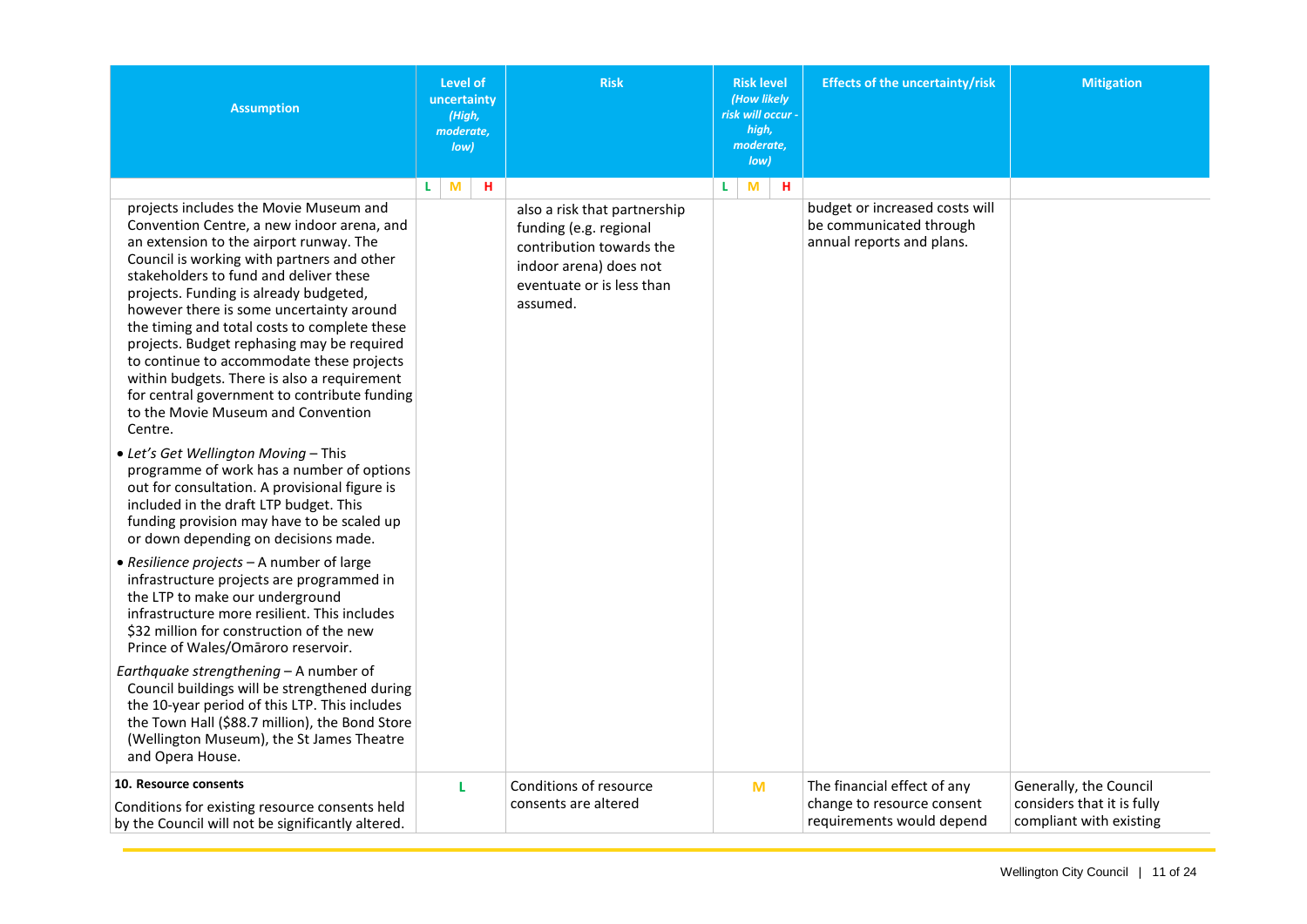| Assumption | Level of uncertainty (High, moderate, low) | | | Risk | Risk level (How likely risk will occur - high, moderate, low) | | | Effects of the uncertainty/risk | Mitigation |
|---|---|---|---|---|---|---|---|---|---|
| | L | M | H | | L | M | H | | |
| projects includes the Movie Museum and Convention Centre, a new indoor arena, and an extension to the airport runway. The Council is working with partners and other stakeholders to fund and deliver these projects. Funding is already budgeted, however there is some uncertainty around the timing and total costs to complete these projects. Budget rephasing may be required to continue to accommodate these projects within budgets. There is also a requirement for central government to contribute funding to the Movie Museum and Convention Centre.<br><br>• *Let's Get Wellington Moving* – This programme of work has a number of options out for consultation. A provisional figure is included in the draft LTP budget. This funding provision may have to be scaled up or down depending on decisions made.<br><br>• *Resilience projects* – A number of large infrastructure projects are programmed in the LTP to make our underground infrastructure more resilient. This includes $32 million for construction of the new Prince of Wales/Omāroro reservoir.<br><br>*Earthquake strengthening* – A number of Council buildings will be strengthened during the 10-year period of this LTP. This includes the Town Hall ($88.7 million), the Bond Store (Wellington Museum), the St James Theatre and Opera House. | | | | also a risk that partnership funding (e.g. regional contribution towards the indoor arena) does not eventuate or is less than assumed. | | | | budget or increased costs will be communicated through annual reports and plans. | |
| **10. Resource consents**<br><br>Conditions for existing resource consents held by the Council will not be significantly altered. | L | | | Conditions of resource consents are altered | | M | | The financial effect of any change to resource consent requirements would depend | Generally, the Council considers that it is fully compliant with existing |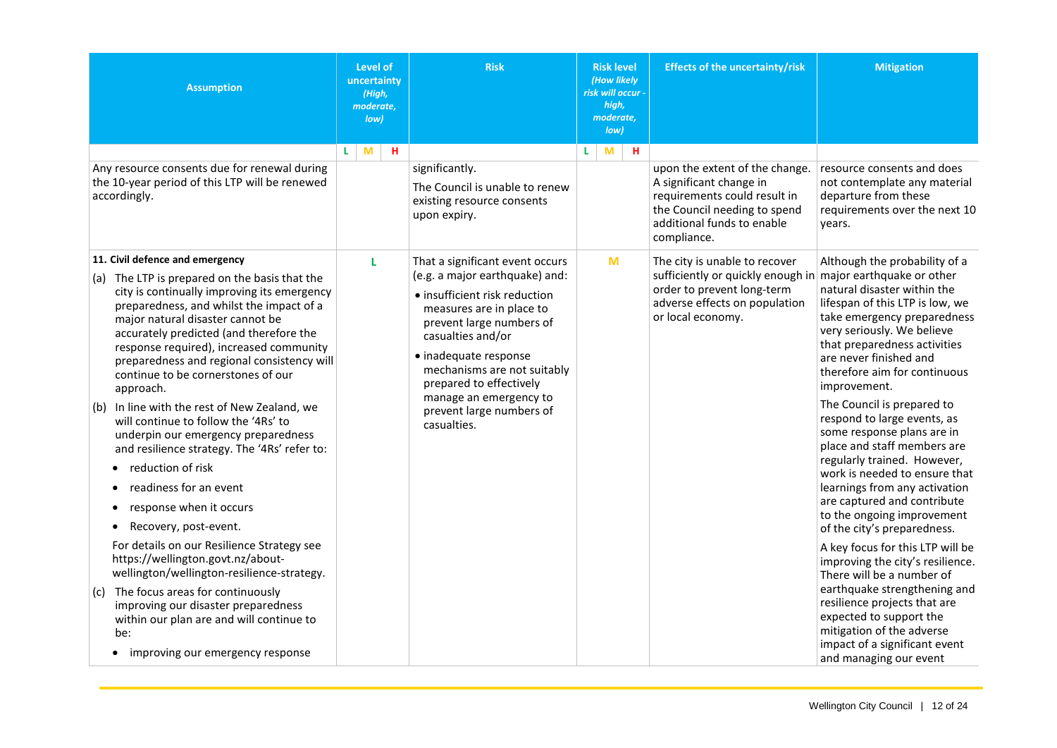| Assumption | Level of uncertainty *(High, moderate, low)* | | | Risk | Risk level *(How likely risk will occur - high, moderate, low)* | | | Effects of the uncertainty/risk | Mitigation |
|---|---|---|---|---|---|---|---|---|---|
| | L | M | H | | L | M | H | | |
| Any resource consents due for renewal during the 10-year period of this LTP will be renewed accordingly. | | | | significantly.<br>The Council is unable to renew existing resource consents upon expiry. | | | | upon the extent of the change. A significant change in requirements could result in the Council needing to spend additional funds to enable compliance. | resource consents and does not contemplate any material departure from these requirements over the next 10 years. |
| **11. Civil defence and emergency**<br>(a) The LTP is prepared on the basis that the city is continually improving its emergency preparedness, and whilst the impact of a major natural disaster cannot be accurately predicted (and therefore the response required), increased community preparedness and regional consistency will continue to be cornerstones of our approach.<br>(b) In line with the rest of New Zealand, we will continue to follow the '4Rs' to underpin our emergency preparedness and resilience strategy. The '4Rs' refer to:<br>• reduction of risk<br>• readiness for an event<br>• response when it occurs<br>• Recovery, post-event.<br>For details on our Resilience Strategy see https://wellington.govt.nz/about-wellington/wellington-resilience-strategy.<br>(c) The focus areas for continuously improving our disaster preparedness within our plan are and will continue to be:<br>• improving our emergency response | L | | | That a significant event occurs (e.g. a major earthquake) and:<br>• insufficient risk reduction measures are in place to prevent large numbers of casualties and/or<br>• inadequate response mechanisms are not suitably prepared to effectively manage an emergency to prevent large numbers of casualties. | | M | | The city is unable to recover sufficiently or quickly enough in order to prevent long-term adverse effects on population or local economy. | Although the probability of a major earthquake or other natural disaster within the lifespan of this LTP is low, we take emergency preparedness very seriously. We believe that preparedness activities are never finished and therefore aim for continuous improvement.<br>The Council is prepared to respond to large events, as some response plans are in place and staff members are regularly trained. However, work is needed to ensure that learnings from any activation are captured and contribute to the ongoing improvement of the city's preparedness.<br>A key focus for this LTP will be improving the city's resilience. There will be a number of earthquake strengthening and resilience projects that are expected to support the mitigation of the adverse impact of a significant event and managing our event |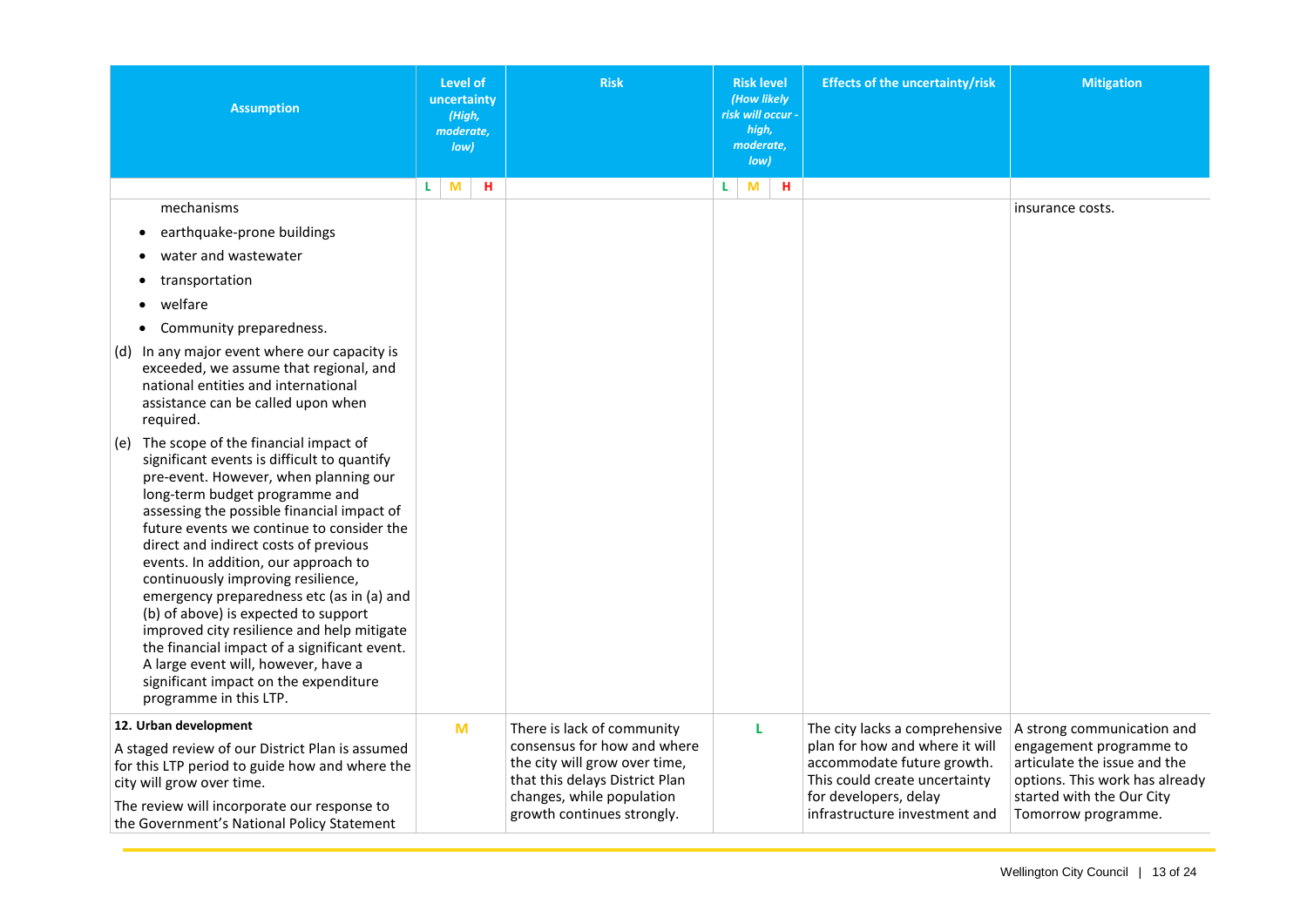| Assumption | Level of uncertainty *(High, moderate, low)* | | | Risk | Risk level *(How likely risk will occur - high, moderate, low)* | | | Effects of the uncertainty/risk | Mitigation |
|---|---|---|---|---|---|---|---|---|---|
| | L | M | H | | L | M | H | | |
| mechanisms<br>• earthquake-prone buildings<br>• water and wastewater<br>• transportation<br>• welfare<br>• Community preparedness.<br>(d) In any major event where our capacity is exceeded, we assume that regional, and national entities and international assistance can be called upon when required.<br>(e) The scope of the financial impact of significant events is difficult to quantify pre-event. However, when planning our long-term budget programme and assessing the possible financial impact of future events we continue to consider the direct and indirect costs of previous events. In addition, our approach to continuously improving resilience, emergency preparedness etc (as in (a) and (b) of above) is expected to support improved city resilience and help mitigate the financial impact of a significant event. A large event will, however, have a significant impact on the expenditure programme in this LTP. | | | | | | | | | insurance costs. |
| **12. Urban development**<br>A staged review of our District Plan is assumed for this LTP period to guide how and where the city will grow over time.<br>The review will incorporate our response to the Government's National Policy Statement | | M | | There is lack of community consensus for how and where the city will grow over time, that this delays District Plan changes, while population growth continues strongly. | L | | | The city lacks a comprehensive plan for how and where it will accommodate future growth. This could create uncertainty for developers, delay infrastructure investment and | A strong communication and engagement programme to articulate the issue and the options. This work has already started with the Our City Tomorrow programme. |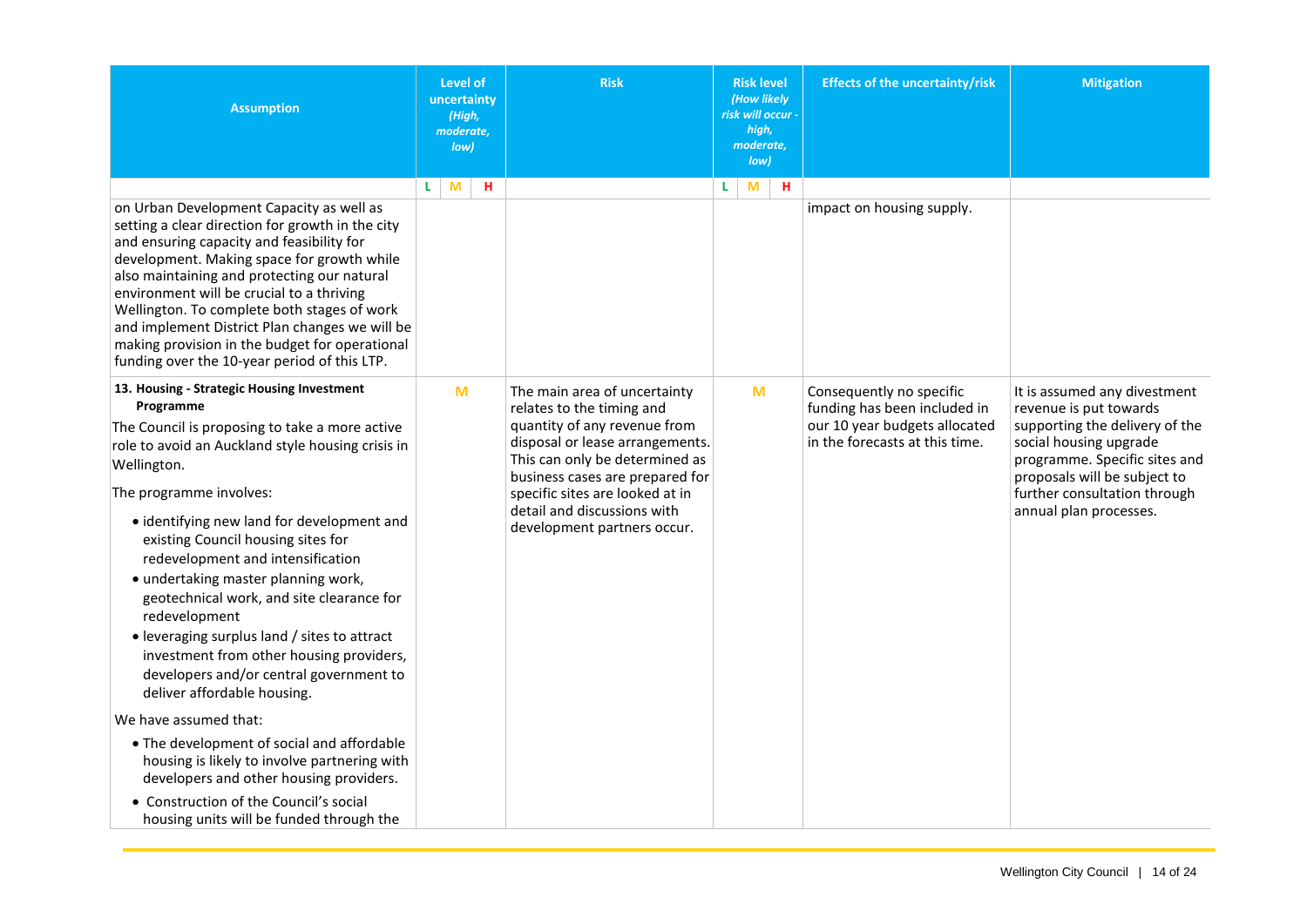| Assumption | Level of uncertainty *(High, moderate, low)* | | | Risk | Risk level *(How likely risk will occur - high, moderate, low)* | | | Effects of the uncertainty/risk | Mitigation |
|---|---|---|---|---|---|---|---|---|---|
| | L | M | H | | L | M | H | | |
| on Urban Development Capacity as well as setting a clear direction for growth in the city and ensuring capacity and feasibility for development. Making space for growth while also maintaining and protecting our natural environment will be crucial to a thriving Wellington. To complete both stages of work and implement District Plan changes we will be making provision in the budget for operational funding over the 10-year period of this LTP. | | | | | | | | impact on housing supply. | |
| **13. Housing - Strategic Housing Investment Programme**<br>The Council is proposing to take a more active role to avoid an Auckland style housing crisis in Wellington.<br>The programme involves:<br>• identifying new land for development and existing Council housing sites for redevelopment and intensification<br>• undertaking master planning work, geotechnical work, and site clearance for redevelopment<br>• leveraging surplus land / sites to attract investment from other housing providers, developers and/or central government to deliver affordable housing.<br>We have assumed that:<br>• The development of social and affordable housing is likely to involve partnering with developers and other housing providers.<br>• Construction of the Council's social housing units will be funded through the | | M | | The main area of uncertainty relates to the timing and quantity of any revenue from disposal or lease arrangements. This can only be determined as business cases are prepared for specific sites are looked at in detail and discussions with development partners occur. | | M | | Consequently no specific funding has been included in our 10 year budgets allocated in the forecasts at this time. | It is assumed any divestment revenue is put towards supporting the delivery of the social housing upgrade programme. Specific sites and proposals will be subject to further consultation through annual plan processes. |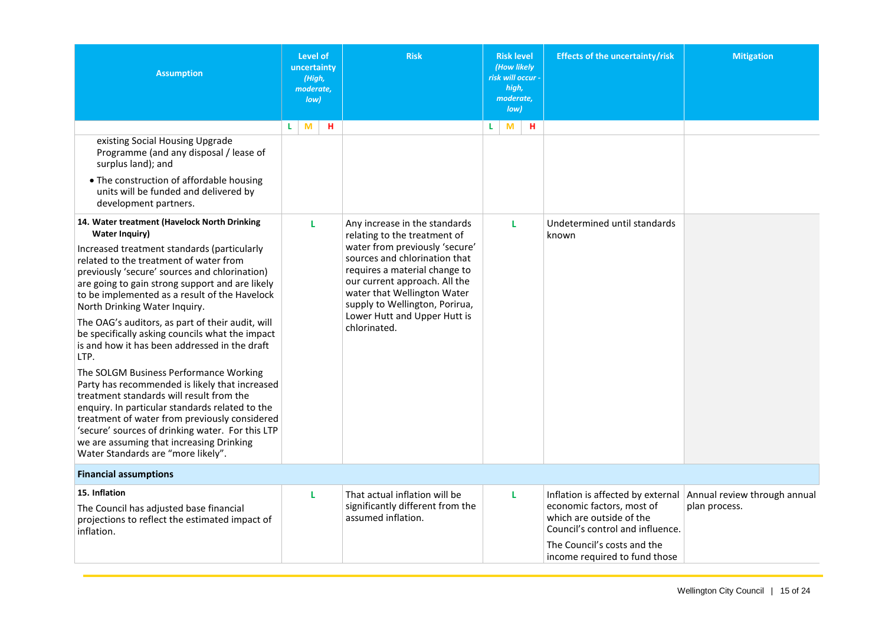| Assumption | Level of uncertainty *(High, moderate, low)* | | | Risk | Risk level *(How likely risk will occur - high, moderate, low)* | | | Effects of the uncertainty/risk | Mitigation |
|---|---|---|---|---|---|---|---|---|---|
| | L | M | H | | L | M | H | | |
| existing Social Housing Upgrade Programme (and any disposal / lease of surplus land); and<br>• The construction of affordable housing units will be funded and delivered by development partners. | | | | | | | | | |
| **14. Water treatment (Havelock North Drinking Water Inquiry)**<br>Increased treatment standards (particularly related to the treatment of water from previously 'secure' sources and chlorination) are going to gain strong support and are likely to be implemented as a result of the Havelock North Drinking Water Inquiry.<br>The OAG's auditors, as part of their audit, will be specifically asking councils what the impact is and how it has been addressed in the draft LTP.<br>The SOLGM Business Performance Working Party has recommended is likely that increased treatment standards will result from the enquiry. In particular standards related to the treatment of water from previously considered 'secure' sources of drinking water. For this LTP we are assuming that increasing Drinking Water Standards are "more likely". | L | | | Any increase in the standards relating to the treatment of water from previously 'secure' sources and chlorination that requires a material change to our current approach. All the water that Wellington Water supply to Wellington, Porirua, Lower Hutt and Upper Hutt is chlorinated. | L | | | Undetermined until standards known | |
| **Financial assumptions** | | | | | | | | | |
| **15. Inflation**<br>The Council has adjusted base financial projections to reflect the estimated impact of inflation. | L | | | That actual inflation will be significantly different from the assumed inflation. | L | | | Inflation is affected by external economic factors, most of which are outside of the Council's control and influence.<br>The Council's costs and the income required to fund those | Annual review through annual plan process. |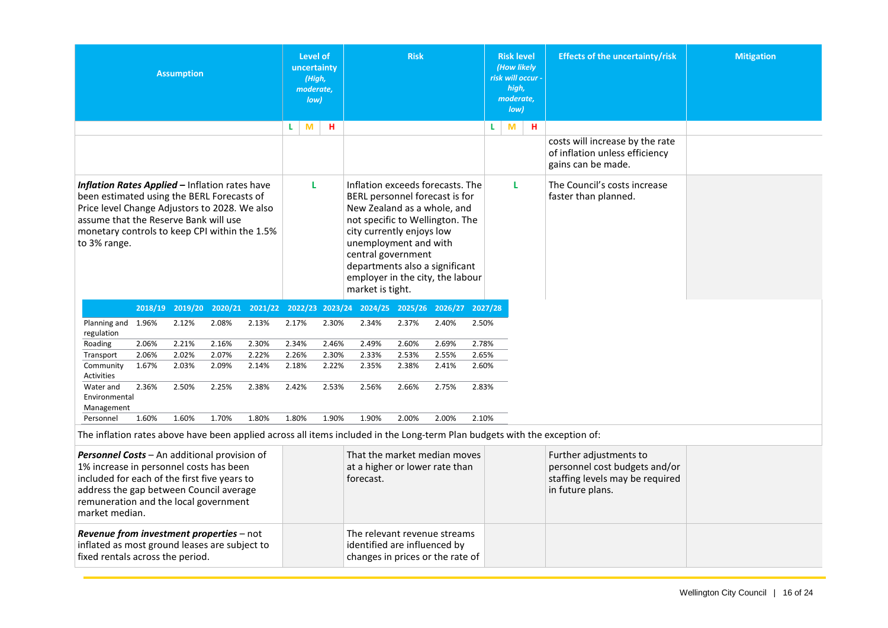| Assumption | Level of uncertainty (High, moderate, low) | | | Risk | Risk level (How likely risk will occur - high, moderate, low) | | | Effects of the uncertainty/risk | Mitigation |
|---|---|---|---|---|---|---|---|---|---|
| | L | M | H | | L | M | H | | |
| | | | | | | | | costs will increase by the rate of inflation unless efficiency gains can be made. | |
| ***Inflation Rates Applied –*** Inflation rates have been estimated using the BERL Forecasts of Price level Change Adjustors to 2028. We also assume that the Reserve Bank will use monetary controls to keep CPI within the 1.5% to 3% range. | L | | | Inflation exceeds forecasts. The BERL personnel forecast is for New Zealand as a whole, and not specific to Wellington. The city currently enjoys low unemployment and with central government departments also a significant employer in the city, the labour market is tight. | L | | | The Council's costs increase faster than planned. | |

| | 2018/19 | 2019/20 | 2020/21 | 2021/22 | 2022/23 | 2023/24 | 2024/25 | 2025/26 | 2026/27 | 2027/28 |
|---|---|---|---|---|---|---|---|---|---|---|
| Planning and regulation | 1.96% | 2.12% | 2.08% | 2.13% | 2.17% | 2.30% | 2.34% | 2.37% | 2.40% | 2.50% |
| Roading | 2.06% | 2.21% | 2.16% | 2.30% | 2.34% | 2.46% | 2.49% | 2.60% | 2.69% | 2.78% |
| Transport | 2.06% | 2.02% | 2.07% | 2.22% | 2.26% | 2.30% | 2.33% | 2.53% | 2.55% | 2.65% |
| Community Activities | 1.67% | 2.03% | 2.09% | 2.14% | 2.18% | 2.22% | 2.35% | 2.38% | 2.41% | 2.60% |
| Water and Environmental Management | 2.36% | 2.50% | 2.25% | 2.38% | 2.42% | 2.53% | 2.56% | 2.66% | 2.75% | 2.83% |
| Personnel | 1.60% | 1.60% | 1.70% | 1.80% | 1.80% | 1.90% | 1.90% | 2.00% | 2.00% | 2.10% |

The inflation rates above have been applied across all items included in the Long-term Plan budgets with the exception of:

| Assumption | Level of uncertainty | Risk | Risk level | Effects of the uncertainty/risk | Mitigation |
|---|---|---|---|---|---|
| ***Personnel Costs*** – An additional provision of 1% increase in personnel costs has been included for each of the first five years to address the gap between Council average remuneration and the local government market median. | | That the market median moves at a higher or lower rate than forecast. | | Further adjustments to personnel cost budgets and/or staffing levels may be required in future plans. | |
| ***Revenue from investment properties*** – not inflated as most ground leases are subject to fixed rentals across the period. | | The relevant revenue streams identified are influenced by changes in prices or the rate of | | | |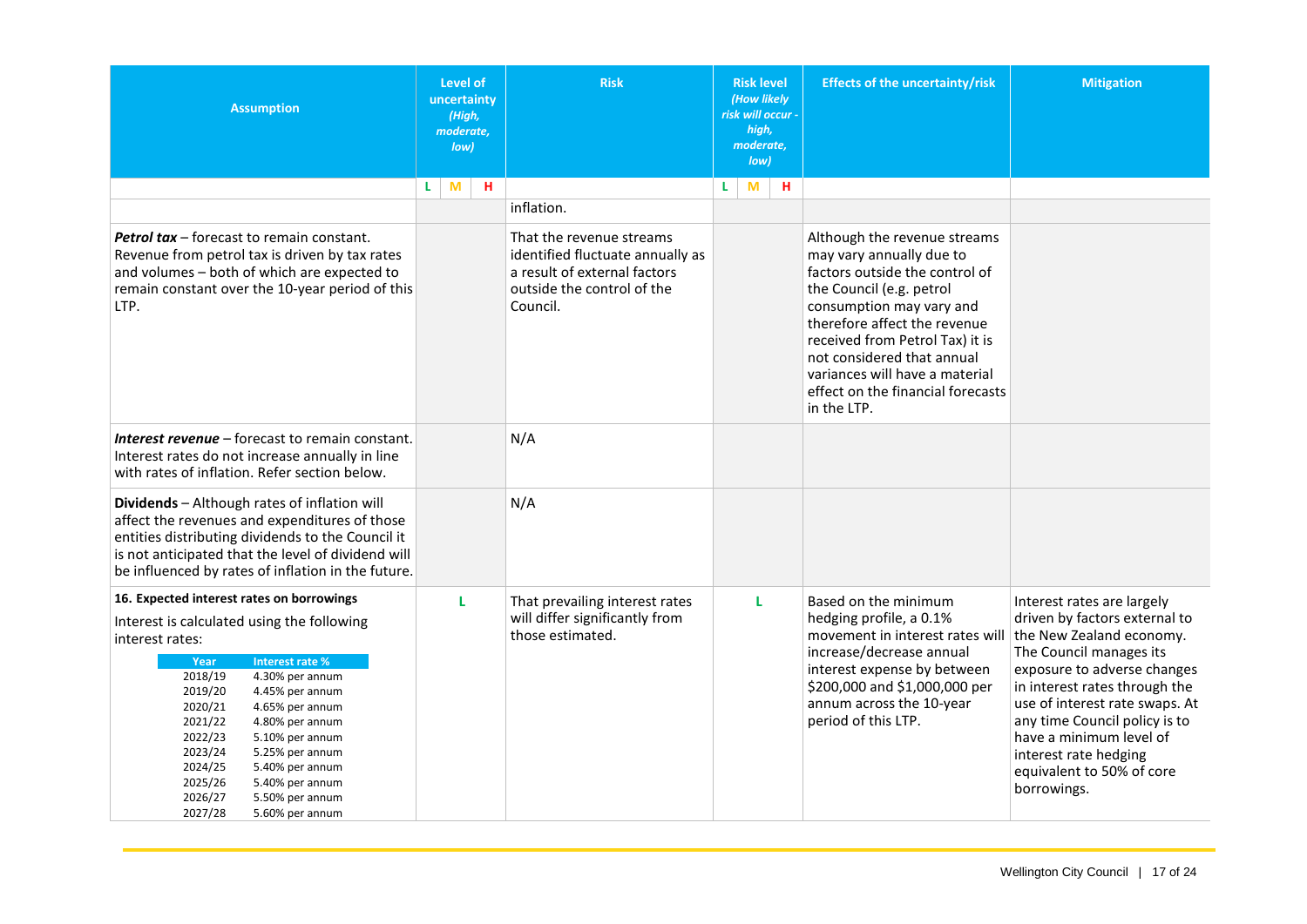| Assumption | Level of uncertainty *(High, moderate, low)* | | | Risk | Risk level *(How likely risk will occur - high, moderate, low)* | | | Effects of the uncertainty/risk | Mitigation |
|---|---|---|---|---|---|---|---|---|---|
| | L | M | H | | L | M | H | | |
| | | | | inflation. | | | | | |
| ***Petrol tax*** – forecast to remain constant. Revenue from petrol tax is driven by tax rates and volumes – both of which are expected to remain constant over the 10-year period of this LTP. | | | | That the revenue streams identified fluctuate annually as a result of external factors outside the control of the Council. | | | | Although the revenue streams may vary annually due to factors outside the control of the Council (e.g. petrol consumption may vary and therefore affect the revenue received from Petrol Tax) it is not considered that annual variances will have a material effect on the financial forecasts in the LTP. | |
| ***Interest revenue*** – forecast to remain constant. Interest rates do not increase annually in line with rates of inflation. Refer section below. | | | | N/A | | | | | |
| **Dividends** – Although rates of inflation will affect the revenues and expenditures of those entities distributing dividends to the Council it is not anticipated that the level of dividend will be influenced by rates of inflation in the future. | | | | N/A | | | | | |
| **16. Expected interest rates on borrowings**<br>Interest is calculated using the following interest rates:<br>Year – Interest rate %<br>2018/19 – 4.30% per annum<br>2019/20 – 4.45% per annum<br>2020/21 – 4.65% per annum<br>2021/22 – 4.80% per annum<br>2022/23 – 5.10% per annum<br>2023/24 – 5.25% per annum<br>2024/25 – 5.40% per annum<br>2025/26 – 5.40% per annum<br>2026/27 – 5.50% per annum<br>2027/28 – 5.60% per annum | L | | | That prevailing interest rates will differ significantly from those estimated. | L | | | Based on the minimum hedging profile, a 0.1% movement in interest rates will increase/decrease annual interest expense by between $200,000 and $1,000,000 per annum across the 10-year period of this LTP. | Interest rates are largely driven by factors external to the New Zealand economy. The Council manages its exposure to adverse changes in interest rates through the use of interest rate swaps. At any time Council policy is to have a minimum level of interest rate hedging equivalent to 50% of core borrowings. |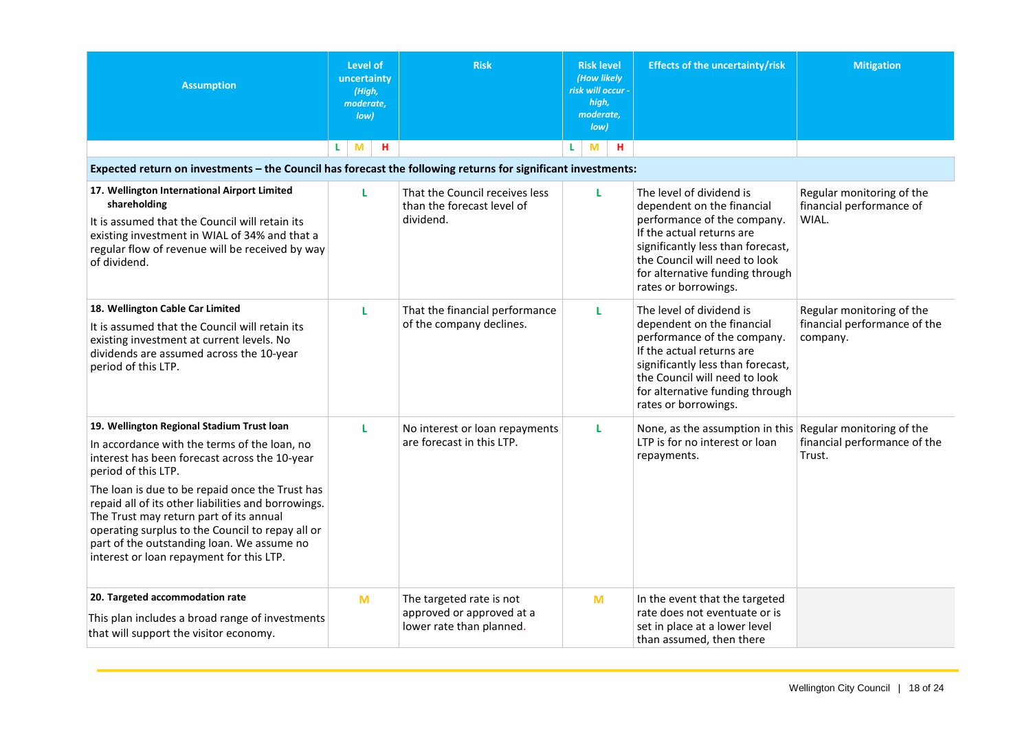| Assumption | Level of uncertainty (High, moderate, low) | Risk | Risk level (How likely risk will occur - high, moderate, low) | Effects of the uncertainty/risk | Mitigation |
|---|---|---|---|---|---|
| | L M H | | L M H | | |
| **Expected return on investments – the Council has forecast the following returns for significant investments:** | | | | | |
| **17. Wellington International Airport Limited shareholding**<br>It is assumed that the Council will retain its existing investment in WIAL of 34% and that a regular flow of revenue will be received by way of dividend. | L | That the Council receives less than the forecast level of dividend. | L | The level of dividend is dependent on the financial performance of the company. If the actual returns are significantly less than forecast, the Council will need to look for alternative funding through rates or borrowings. | Regular monitoring of the financial performance of WIAL. |
| **18. Wellington Cable Car Limited**<br>It is assumed that the Council will retain its existing investment at current levels. No dividends are assumed across the 10-year period of this LTP. | L | That the financial performance of the company declines. | L | The level of dividend is dependent on the financial performance of the company. If the actual returns are significantly less than forecast, the Council will need to look for alternative funding through rates or borrowings. | Regular monitoring of the financial performance of the company. |
| **19. Wellington Regional Stadium Trust loan**<br>In accordance with the terms of the loan, no interest has been forecast across the 10-year period of this LTP.<br>The loan is due to be repaid once the Trust has repaid all of its other liabilities and borrowings. The Trust may return part of its annual operating surplus to the Council to repay all or part of the outstanding loan. We assume no interest or loan repayment for this LTP. | L | No interest or loan repayments are forecast in this LTP. | L | None, as the assumption in this LTP is for no interest or loan repayments. | Regular monitoring of the financial performance of the Trust. |
| **20. Targeted accommodation rate**<br>This plan includes a broad range of investments that will support the visitor economy. | M | The targeted rate is not approved or approved at a lower rate than planned. | M | In the event that the targeted rate does not eventuate or is set in place at a lower level than assumed, then there | |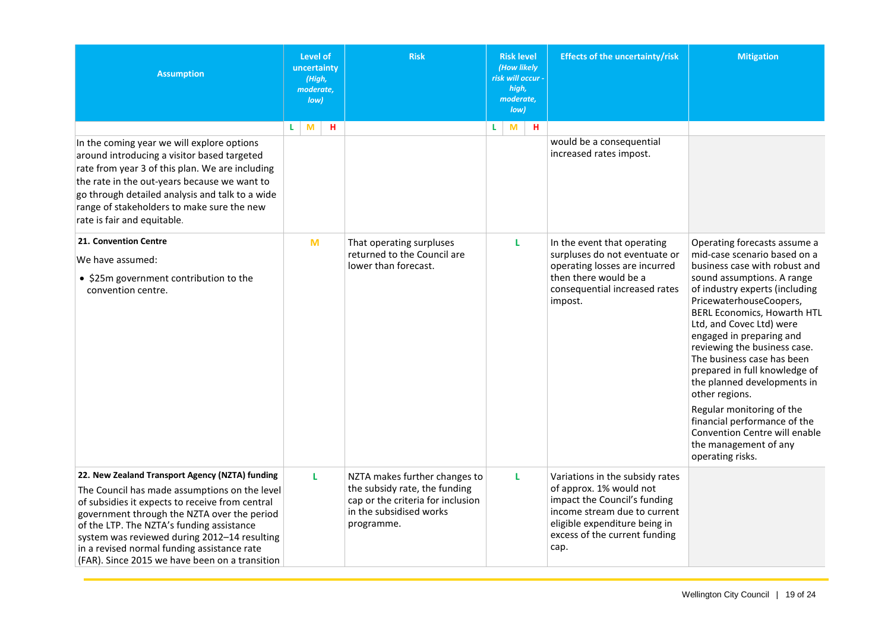| Assumption | Level of uncertainty *(High, moderate, low)* | | | Risk | Risk level *(How likely risk will occur - high, moderate, low)* | | | Effects of the uncertainty/risk | Mitigation |
|---|---|---|---|---|---|---|---|---|---|
| | L | M | H | | L | M | H | | |
| In the coming year we will explore options around introducing a visitor based targeted rate from year 3 of this plan. We are including the rate in the out-years because we want to go through detailed analysis and talk to a wide range of stakeholders to make sure the new rate is fair and equitable. | | | | | | | | would be a consequential increased rates impost. | |
| **21. Convention Centre**<br>We have assumed:<br>• $25m government contribution to the convention centre. | | M | | That operating surpluses returned to the Council are lower than forecast. | L | | | In the event that operating surpluses do not eventuate or operating losses are incurred then there would be a consequential increased rates impost. | Operating forecasts assume a mid-case scenario based on a business case with robust and sound assumptions. A range of industry experts (including PricewaterhouseCoopers, BERL Economics, Howarth HTL Ltd, and Covec Ltd) were engaged in preparing and reviewing the business case. The business case has been prepared in full knowledge of the planned developments in other regions.<br>Regular monitoring of the financial performance of the Convention Centre will enable the management of any operating risks. |
| **22. New Zealand Transport Agency (NZTA) funding**<br>The Council has made assumptions on the level of subsidies it expects to receive from central government through the NZTA over the period of the LTP. The NZTA's funding assistance system was reviewed during 2012–14 resulting in a revised normal funding assistance rate (FAR). Since 2015 we have been on a transition | L | | | NZTA makes further changes to the subsidy rate, the funding cap or the criteria for inclusion in the subsidised works programme. | L | | | Variations in the subsidy rates of approx. 1% would not impact the Council's funding income stream due to current eligible expenditure being in excess of the current funding cap. | |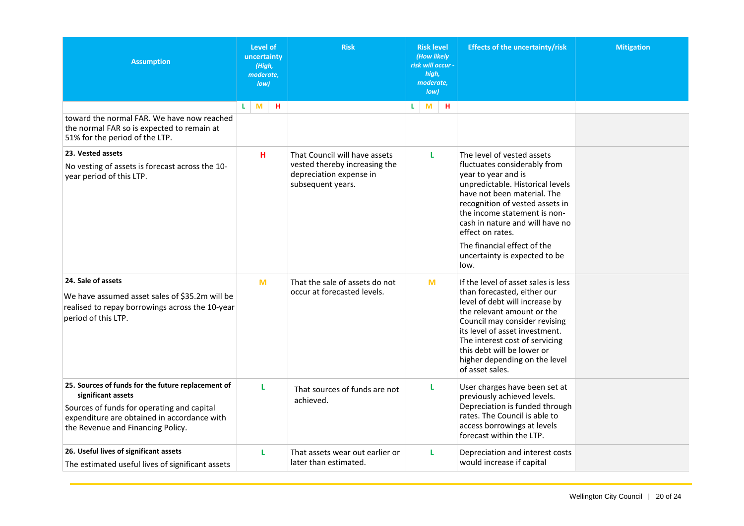| Assumption | Level of uncertainty *(High, moderate, low)* | Risk | Risk level *(How likely risk will occur - high, moderate, low)* | Effects of the uncertainty/risk | Mitigation |
|---|---|---|---|---|---|
| | L M H | | L M H | | |
| toward the normal FAR. We have now reached the normal FAR so is expected to remain at 51% for the period of the LTP. | | | | | |
| **23. Vested assets**<br>No vesting of assets is forecast across the 10-year period of this LTP. | H | That Council will have assets vested thereby increasing the depreciation expense in subsequent years. | L | The level of vested assets fluctuates considerably from year to year and is unpredictable. Historical levels have not been material. The recognition of vested assets in the income statement is non-cash in nature and will have no effect on rates.<br>The financial effect of the uncertainty is expected to be low. | |
| **24. Sale of assets**<br>We have assumed asset sales of $35.2m will be realised to repay borrowings across the 10-year period of this LTP. | M | That the sale of assets do not occur at forecasted levels. | M | If the level of asset sales is less than forecasted, either our level of debt will increase by the relevant amount or the Council may consider revising its level of asset investment. The interest cost of servicing this debt will be lower or higher depending on the level of asset sales. | |
| **25. Sources of funds for the future replacement of significant assets**<br>Sources of funds for operating and capital expenditure are obtained in accordance with the Revenue and Financing Policy. | L | That sources of funds are not achieved. | L | User charges have been set at previously achieved levels. Depreciation is funded through rates. The Council is able to access borrowings at levels forecast within the LTP. | |
| **26. Useful lives of significant assets**<br>The estimated useful lives of significant assets | L | That assets wear out earlier or later than estimated. | L | Depreciation and interest costs would increase if capital | |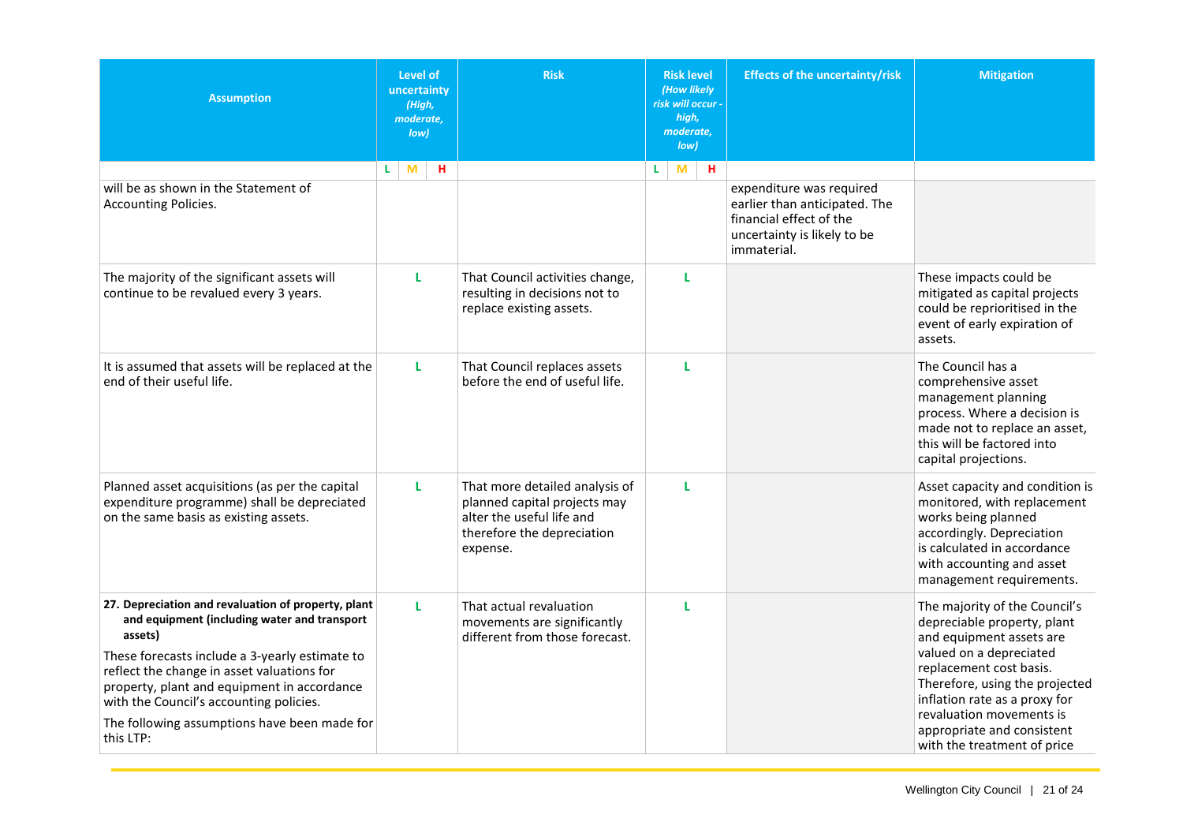| Assumption | Level of uncertainty *(High, moderate, low)* | | | Risk | Risk level *(How likely risk will occur - high, moderate, low)* | | | Effects of the uncertainty/risk | Mitigation |
|---|---|---|---|---|---|---|---|---|---|
| | L | M | H | | L | M | H | | |
| will be as shown in the Statement of Accounting Policies. | | | | | | | | expenditure was required earlier than anticipated. The financial effect of the uncertainty is likely to be immaterial. | |
| The majority of the significant assets will continue to be revalued every 3 years. | L | | | That Council activities change, resulting in decisions not to replace existing assets. | L | | | | These impacts could be mitigated as capital projects could be reprioritised in the event of early expiration of assets. |
| It is assumed that assets will be replaced at the end of their useful life. | L | | | That Council replaces assets before the end of useful life. | L | | | | The Council has a comprehensive asset management planning process. Where a decision is made not to replace an asset, this will be factored into capital projections. |
| Planned asset acquisitions (as per the capital expenditure programme) shall be depreciated on the same basis as existing assets. | L | | | That more detailed analysis of planned capital projects may alter the useful life and therefore the depreciation expense. | L | | | | Asset capacity and condition is monitored, with replacement works being planned accordingly. Depreciation is calculated in accordance with accounting and asset management requirements. |
| **27. Depreciation and revaluation of property, plant and equipment (including water and transport assets)**<br><br>These forecasts include a 3-yearly estimate to reflect the change in asset valuations for property, plant and equipment in accordance with the Council's accounting policies.<br><br>The following assumptions have been made for this LTP: | L | | | That actual revaluation movements are significantly different from those forecast. | L | | | | The majority of the Council's depreciable property, plant and equipment assets are valued on a depreciated replacement cost basis. Therefore, using the projected inflation rate as a proxy for revaluation movements is appropriate and consistent with the treatment of price |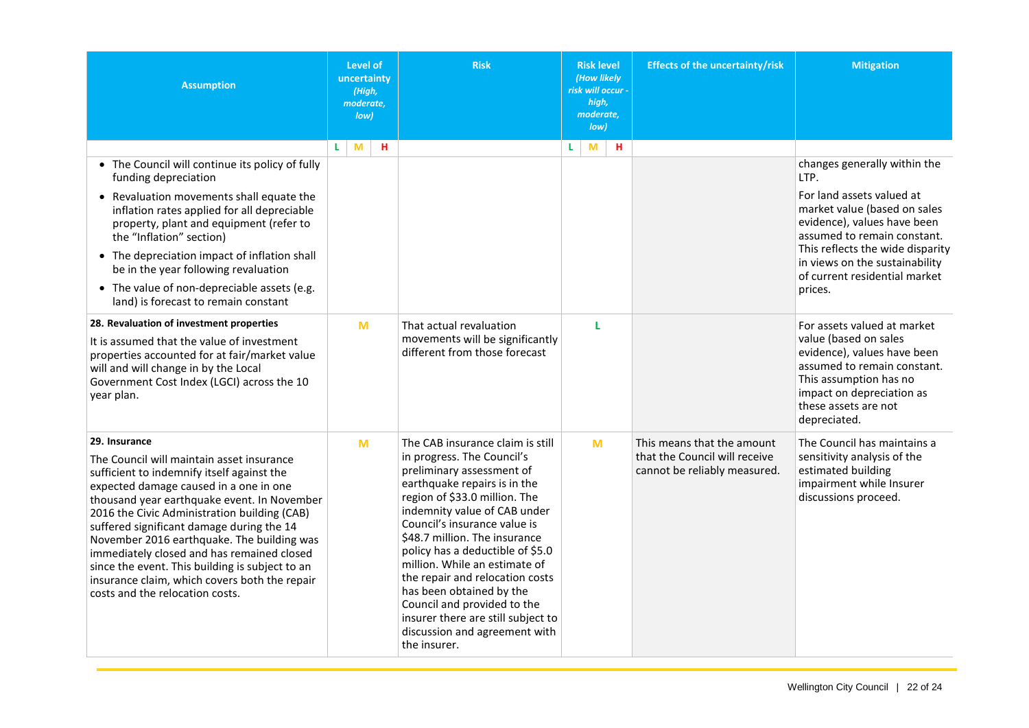| Assumption | Level of uncertainty *(High, moderate, low)* | | | Risk | Risk level *(How likely risk will occur - high, moderate, low)* | | | Effects of the uncertainty/risk | Mitigation |
|---|---|---|---|---|---|---|---|---|---|
| | L | M | H | | L | M | H | | |
| • The Council will continue its policy of fully funding depreciation<br>• Revaluation movements shall equate the inflation rates applied for all depreciable property, plant and equipment (refer to the "Inflation" section)<br>• The depreciation impact of inflation shall be in the year following revaluation<br>• The value of non-depreciable assets (e.g. land) is forecast to remain constant | | | | | | | | | changes generally within the LTP.<br>For land assets valued at market value (based on sales evidence), values have been assumed to remain constant. This reflects the wide disparity in views on the sustainability of current residential market prices. |
| **28. Revaluation of investment properties**<br>It is assumed that the value of investment properties accounted for at fair/market value will and will change in by the Local Government Cost Index (LGCI) across the 10 year plan. | | M | | That actual revaluation movements will be significantly different from those forecast | L | | | | For assets valued at market value (based on sales evidence), values have been assumed to remain constant. This assumption has no impact on depreciation as these assets are not depreciated. |
| **29. Insurance**<br>The Council will maintain asset insurance sufficient to indemnify itself against the expected damage caused in a one in one thousand year earthquake event. In November 2016 the Civic Administration building (CAB) suffered significant damage during the 14 November 2016 earthquake. The building was immediately closed and has remained closed since the event. This building is subject to an insurance claim, which covers both the repair costs and the relocation costs. | | M | | The CAB insurance claim is still in progress. The Council's preliminary assessment of earthquake repairs is in the region of $33.0 million. The indemnity value of CAB under Council's insurance value is $48.7 million. The insurance policy has a deductible of $5.0 million. While an estimate of the repair and relocation costs has been obtained by the Council and provided to the insurer there are still subject to discussion and agreement with the insurer. | | M | | This means that the amount that the Council will receive cannot be reliably measured. | The Council has maintains a sensitivity analysis of the estimated building impairment while Insurer discussions proceed. |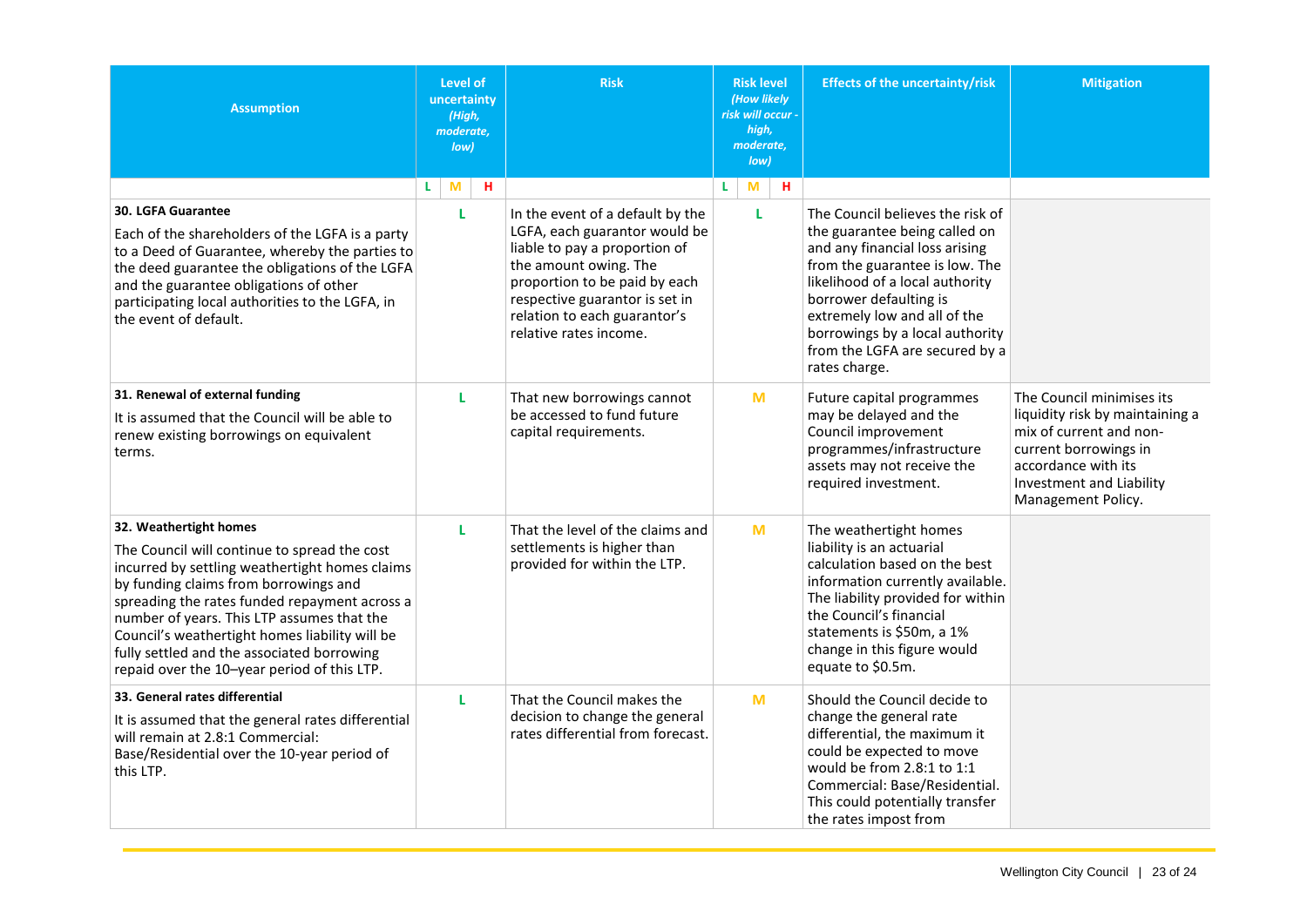| Assumption | Level of uncertainty *(High, moderate, low)* | | | Risk | Risk level *(How likely risk will occur - high, moderate, low)* | | | Effects of the uncertainty/risk | Mitigation |
|---|---|---|---|---|---|---|---|---|---|
| | L | M | H | | L | M | H | | |
| **30. LGFA Guarantee**<br>Each of the shareholders of the LGFA is a party to a Deed of Guarantee, whereby the parties to the deed guarantee the obligations of the LGFA and the guarantee obligations of other participating local authorities to the LGFA, in the event of default. | L | | | In the event of a default by the LGFA, each guarantor would be liable to pay a proportion of the amount owing. The proportion to be paid by each respective guarantor is set in relation to each guarantor's relative rates income. | L | | | The Council believes the risk of the guarantee being called on and any financial loss arising from the guarantee is low. The likelihood of a local authority borrower defaulting is extremely low and all of the borrowings by a local authority from the LGFA are secured by a rates charge. | |
| **31. Renewal of external funding**<br>It is assumed that the Council will be able to renew existing borrowings on equivalent terms. | L | | | That new borrowings cannot be accessed to fund future capital requirements. | | M | | Future capital programmes may be delayed and the Council improvement programmes/infrastructure assets may not receive the required investment. | The Council minimises its liquidity risk by maintaining a mix of current and non-current borrowings in accordance with its Investment and Liability Management Policy. |
| **32. Weathertight homes**<br>The Council will continue to spread the cost incurred by settling weathertight homes claims by funding claims from borrowings and spreading the rates funded repayment across a number of years. This LTP assumes that the Council's weathertight homes liability will be fully settled and the associated borrowing repaid over the 10–year period of this LTP. | L | | | That the level of the claims and settlements is higher than provided for within the LTP. | | M | | The weathertight homes liability is an actuarial calculation based on the best information currently available. The liability provided for within the Council's financial statements is $50m, a 1% change in this figure would equate to $0.5m. | |
| **33. General rates differential**<br>It is assumed that the general rates differential will remain at 2.8:1 Commercial: Base/Residential over the 10-year period of this LTP. | L | | | That the Council makes the decision to change the general rates differential from forecast. | | M | | Should the Council decide to change the general rate differential, the maximum it could be expected to move would be from 2.8:1 to 1:1 Commercial: Base/Residential. This could potentially transfer the rates impost from | |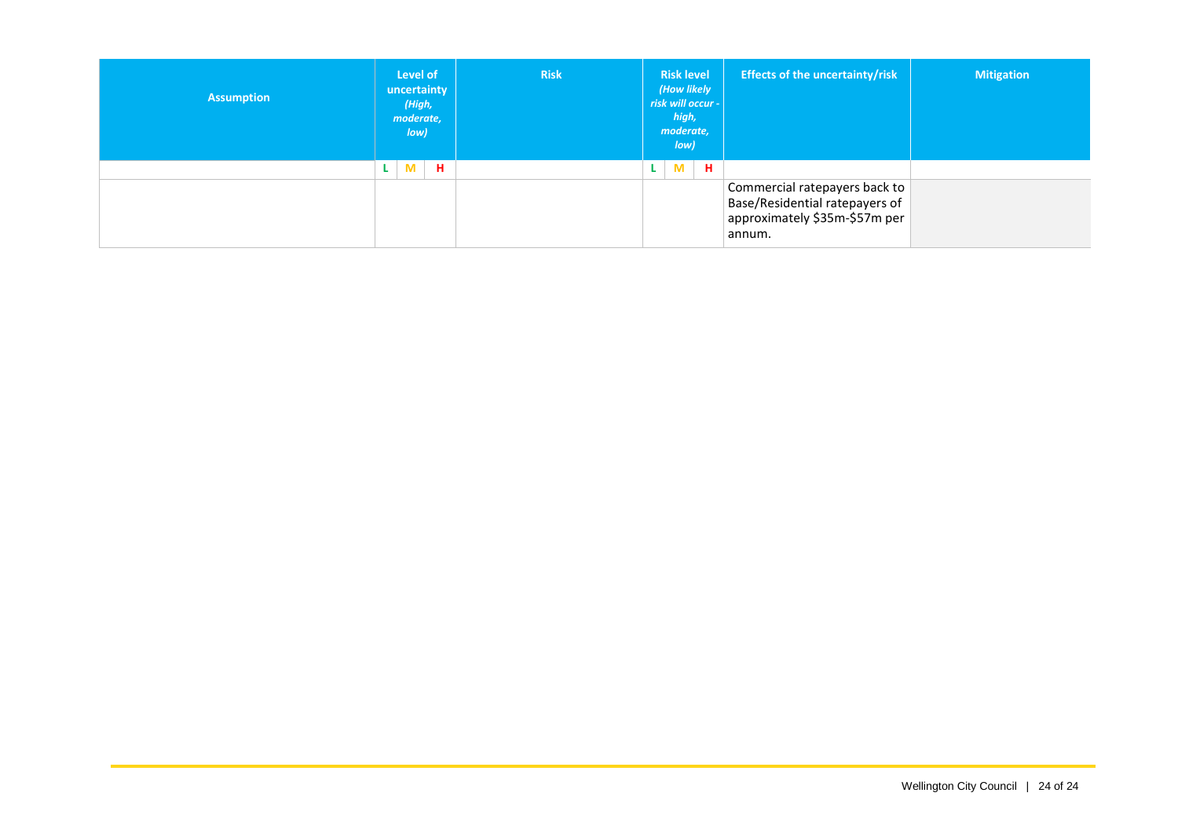| Assumption | Level of uncertainty *(High, moderate, low)* | | | Risk | Risk level *(How likely risk will occur - high, moderate, low)* | | | Effects of the uncertainty/risk | Mitigation |
|---|---|---|---|---|---|---|---|---|---|
| | L | M | H | | L | M | H | | |
| | | | | | | | | Commercial ratepayers back to Base/Residential ratepayers of approximately $35m-$57m per annum. | |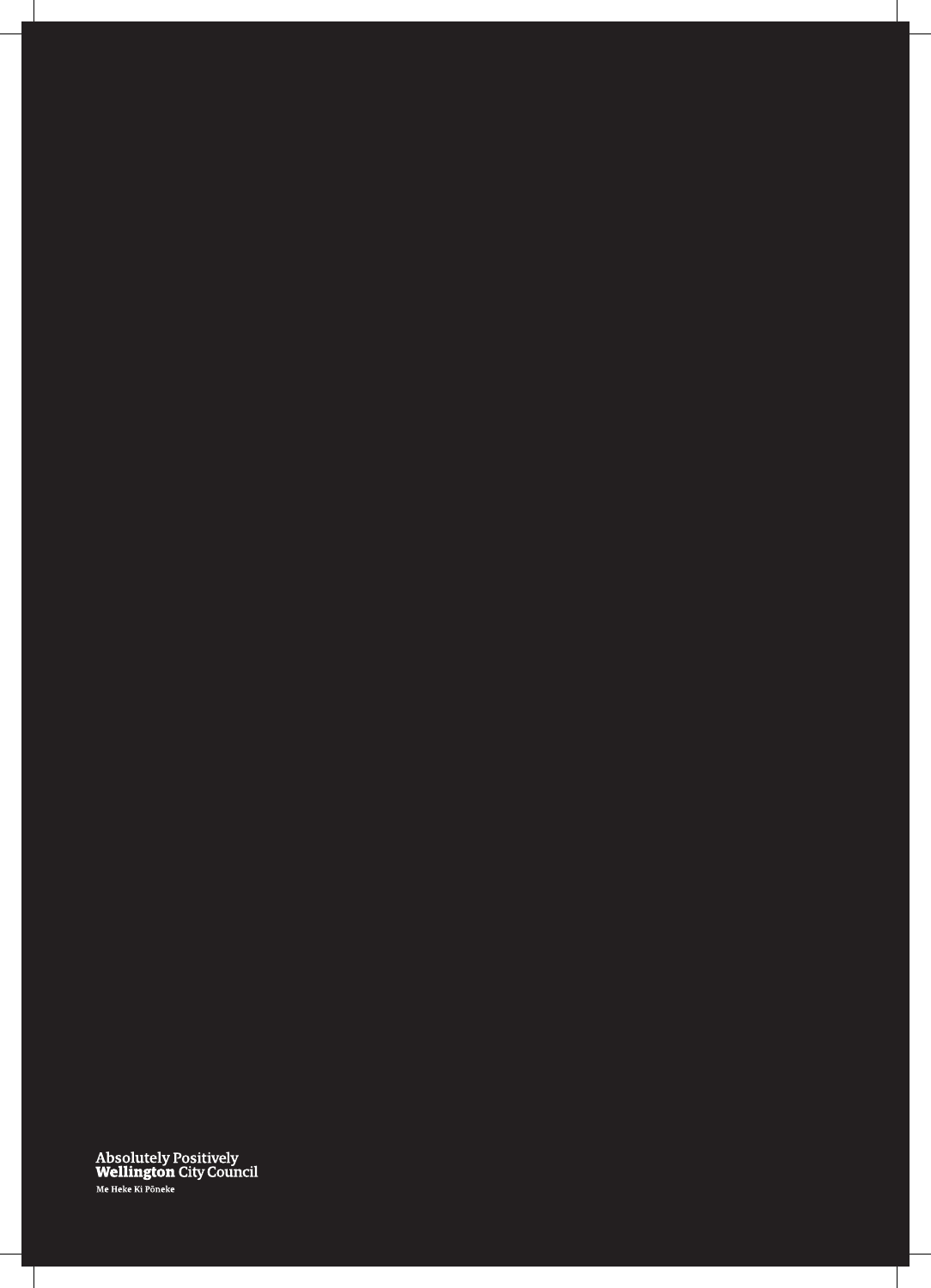Absolutely Positively
**Wellington** City Council

Me Heke Ki Pōneke